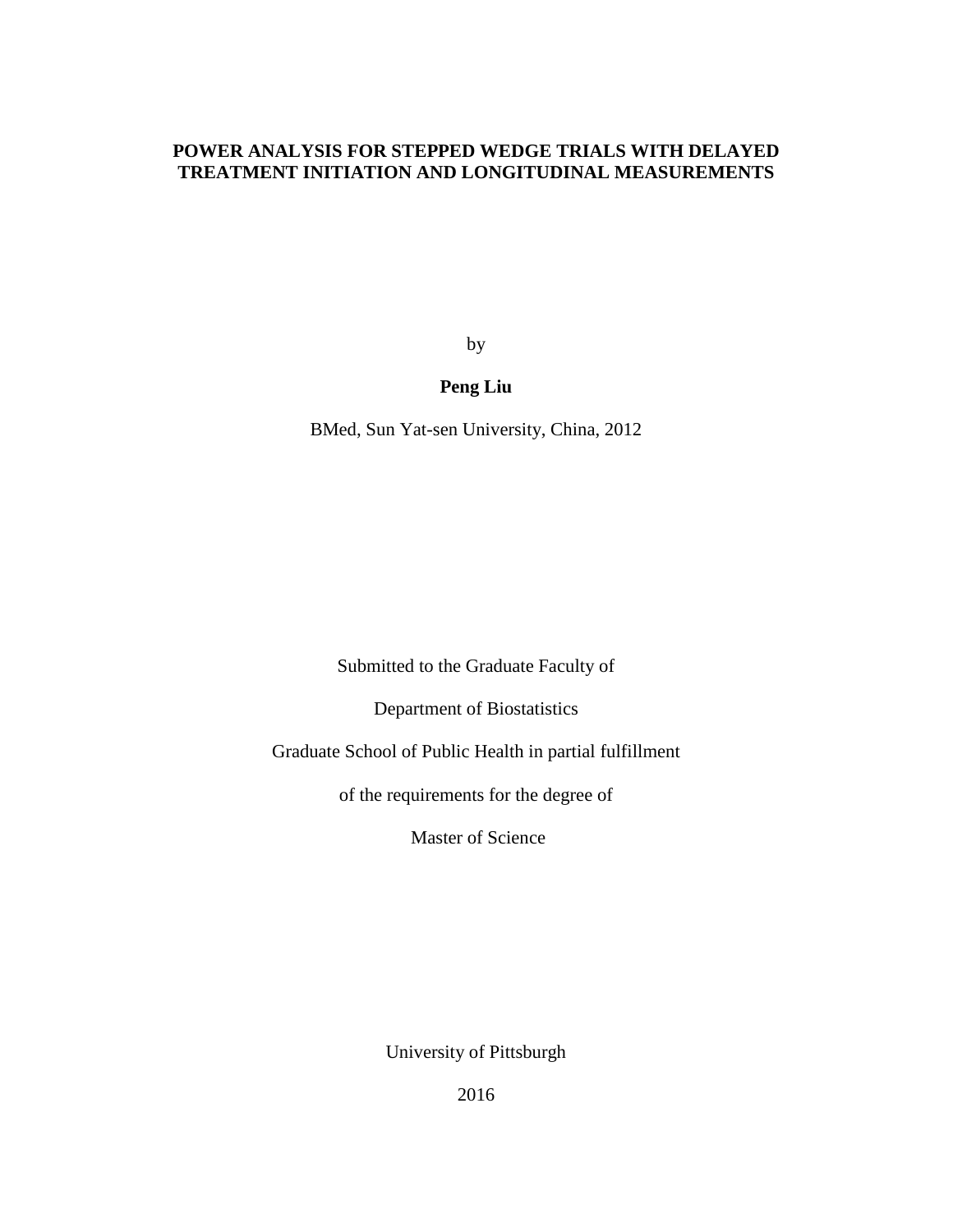# POWER ANALYSIS FOR STEPPED WEDGE TRIALS WITH DELAYED TREATMENT INITIATION AND LONGITUDINAL MEASUREMENTS

by

**Peng Liu**

BMed, Sun Yat-sen University, China, 2012

Submitted to the Graduate Faculty of

Department of Biostatistics

Graduate School of Public Health in partial fulfillment

of the requirements for the degree of

Master of Science

University of Pittsburgh

2016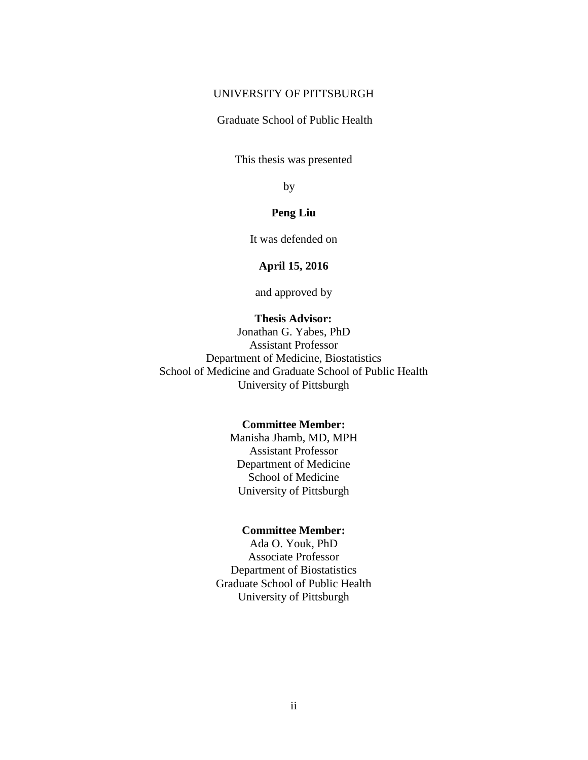UNIVERSITY OF PITTSBURGH

Graduate School of Public Health

This thesis was presented

by

**Peng Liu**

It was defended on

**April 15, 2016**

and approved by

**Thesis Advisor:**
Jonathan G. Yabes, PhD
Assistant Professor
Department of Medicine, Biostatistics
School of Medicine and Graduate School of Public Health
University of Pittsburgh

**Committee Member:**
Manisha Jhamb, MD, MPH
Assistant Professor
Department of Medicine
School of Medicine
University of Pittsburgh

**Committee Member:**
Ada O. Youk, PhD
Associate Professor
Department of Biostatistics
Graduate School of Public Health
University of Pittsburgh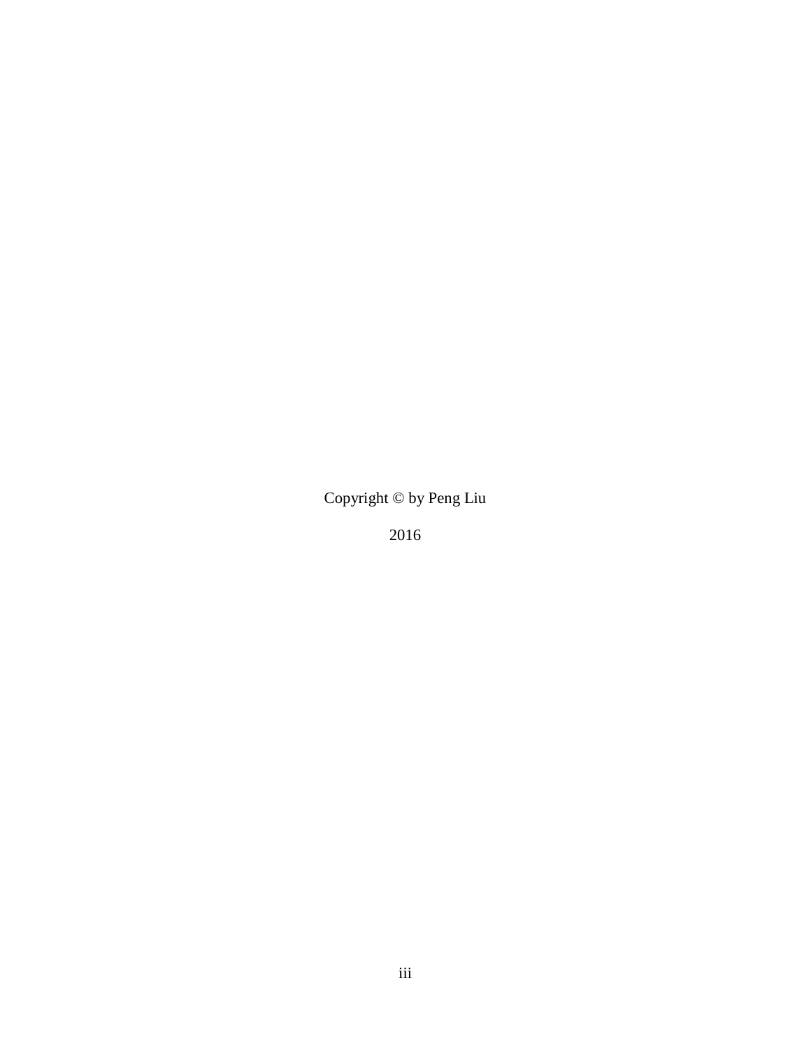Copyright © by Peng Liu

2016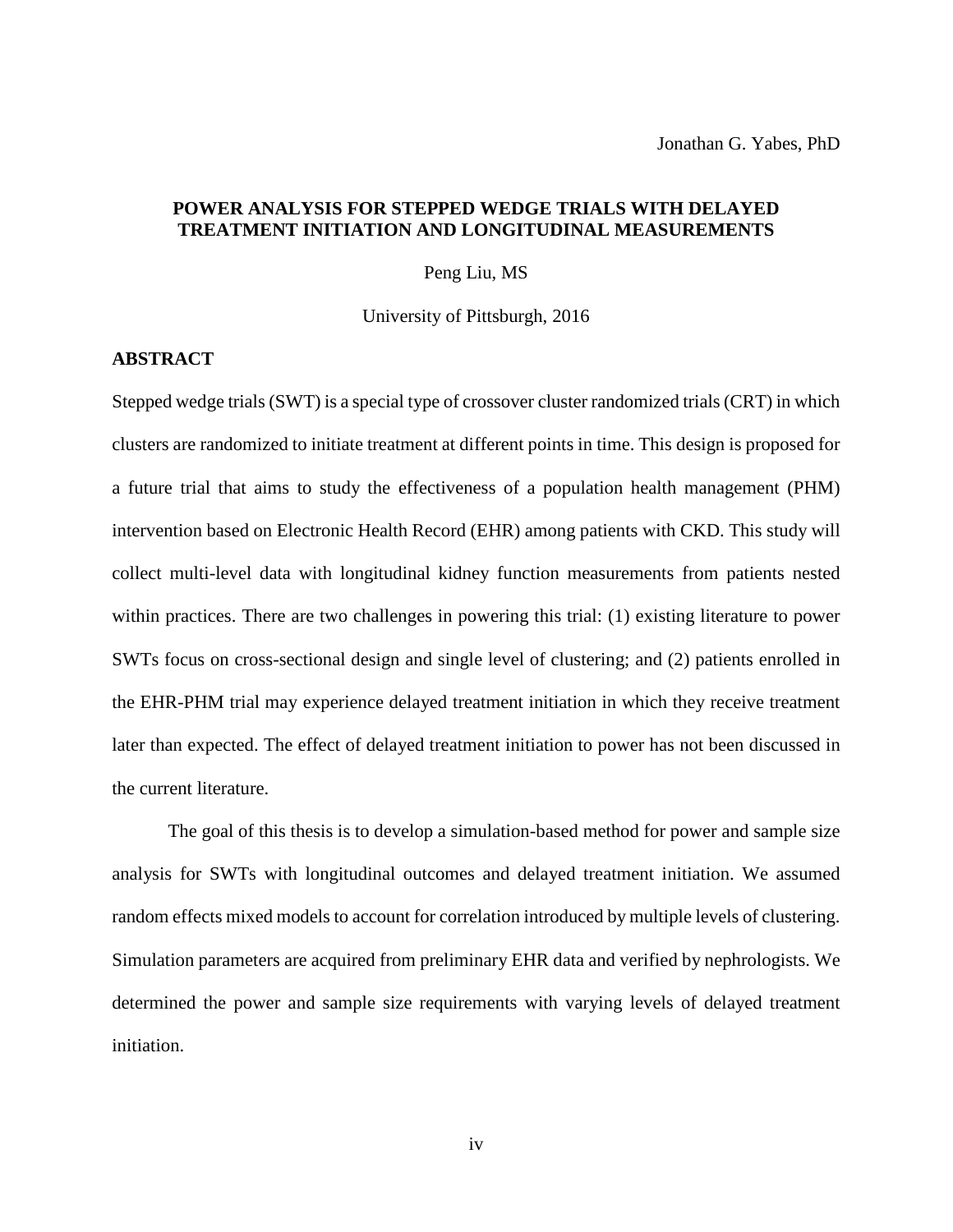Jonathan G. Yabes, PhD

**POWER ANALYSIS FOR STEPPED WEDGE TRIALS WITH DELAYED TREATMENT INITIATION AND LONGITUDINAL MEASUREMENTS**

Peng Liu, MS

University of Pittsburgh, 2016

**ABSTRACT**

Stepped wedge trials (SWT) is a special type of crossover cluster randomized trials (CRT) in which clusters are randomized to initiate treatment at different points in time. This design is proposed for a future trial that aims to study the effectiveness of a population health management (PHM) intervention based on Electronic Health Record (EHR) among patients with CKD. This study will collect multi-level data with longitudinal kidney function measurements from patients nested within practices. There are two challenges in powering this trial: (1) existing literature to power SWTs focus on cross-sectional design and single level of clustering; and (2) patients enrolled in the EHR-PHM trial may experience delayed treatment initiation in which they receive treatment later than expected. The effect of delayed treatment initiation to power has not been discussed in the current literature.

The goal of this thesis is to develop a simulation-based method for power and sample size analysis for SWTs with longitudinal outcomes and delayed treatment initiation. We assumed random effects mixed models to account for correlation introduced by multiple levels of clustering. Simulation parameters are acquired from preliminary EHR data and verified by nephrologists. We determined the power and sample size requirements with varying levels of delayed treatment initiation.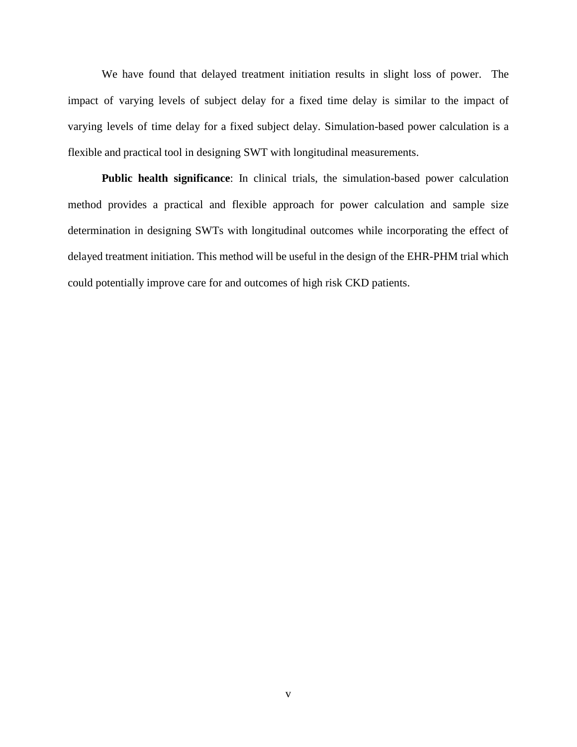We have found that delayed treatment initiation results in slight loss of power. The impact of varying levels of subject delay for a fixed time delay is similar to the impact of varying levels of time delay for a fixed subject delay. Simulation-based power calculation is a flexible and practical tool in designing SWT with longitudinal measurements.

**Public health significance**: In clinical trials, the simulation-based power calculation method provides a practical and flexible approach for power calculation and sample size determination in designing SWTs with longitudinal outcomes while incorporating the effect of delayed treatment initiation. This method will be useful in the design of the EHR-PHM trial which could potentially improve care for and outcomes of high risk CKD patients.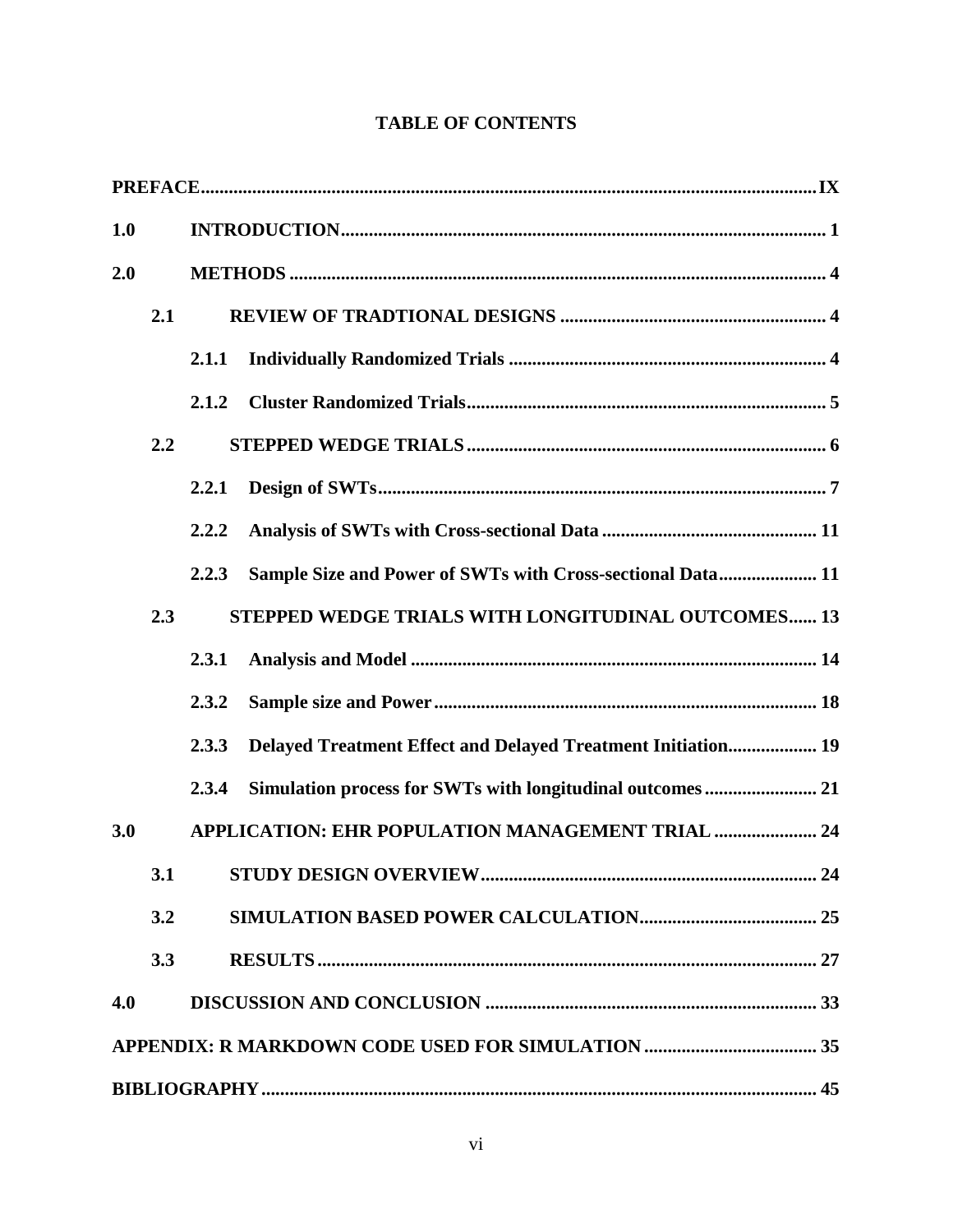# TABLE OF CONTENTS

**PREFACE** .......... **IX**

**1.0 INTRODUCTION** .......... **1**

**2.0 METHODS** .......... **4**

- **2.1 REVIEW OF TRADTIONAL DESIGNS** .......... **4**
  - **2.1.1 Individually Randomized Trials** .......... **4**
  - **2.1.2 Cluster Randomized Trials** .......... **5**
- **2.2 STEPPED WEDGE TRIALS** .......... **6**
  - **2.2.1 Design of SWTs** .......... **7**
  - **2.2.2 Analysis of SWTs with Cross-sectional Data** .......... **11**
  - **2.2.3 Sample Size and Power of SWTs with Cross-sectional Data** .......... **11**
- **2.3 STEPPED WEDGE TRIALS WITH LONGITUDINAL OUTCOMES** .......... **13**
  - **2.3.1 Analysis and Model** .......... **14**
  - **2.3.2 Sample size and Power** .......... **18**
  - **2.3.3 Delayed Treatment Effect and Delayed Treatment Initiation** .......... **19**
  - **2.3.4 Simulation process for SWTs with longitudinal outcomes** .......... **21**

**3.0 APPLICATION: EHR POPULATION MANAGEMENT TRIAL** .......... **24**

- **3.1 STUDY DESIGN OVERVIEW** .......... **24**
- **3.2 SIMULATION BASED POWER CALCULATION** .......... **25**
- **3.3 RESULTS** .......... **27**

**4.0 DISCUSSION AND CONCLUSION** .......... **33**

**APPENDIX: R MARKDOWN CODE USED FOR SIMULATION** .......... **35**

**BIBLIOGRAPHY** .......... **45**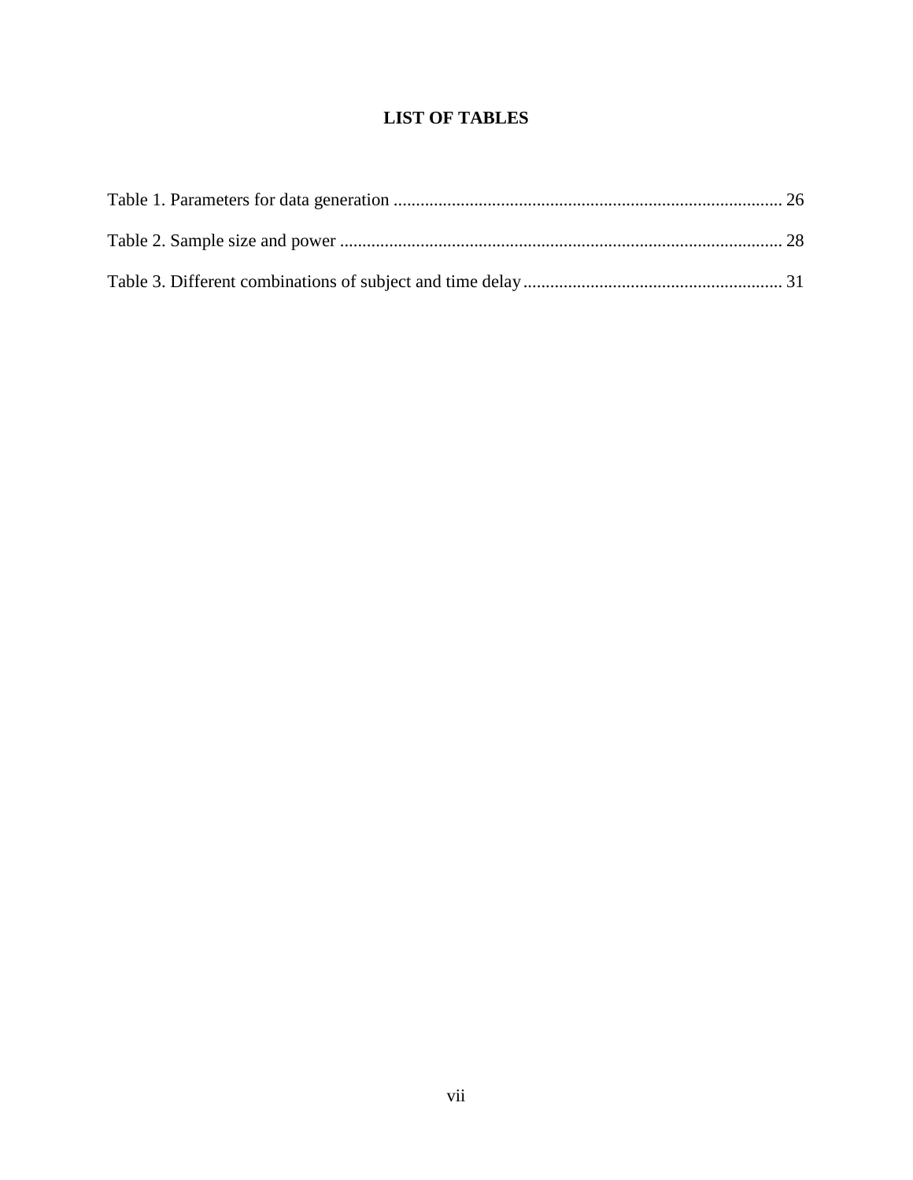# LIST OF TABLES

Table 1. Parameters for data generation ...................................................................................... 26

Table 2. Sample size and power .................................................................................................. 28

Table 3. Different combinations of subject and time delay .......................................................... 31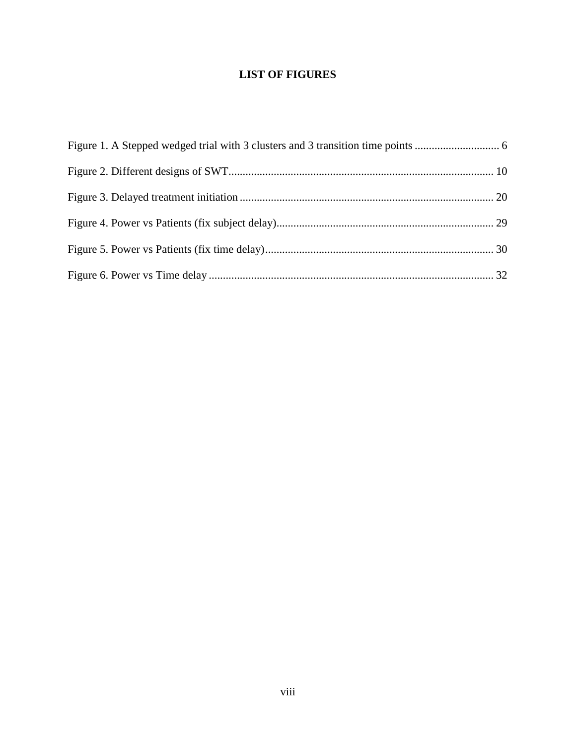# LIST OF FIGURES

Figure 1. A Stepped wedged trial with 3 clusters and 3 transition time points .............................. 6

Figure 2. Different designs of SWT............................................................................................. 10

Figure 3. Delayed treatment initiation .......................................................................................... 20

Figure 4. Power vs Patients (fix subject delay)............................................................................. 29

Figure 5. Power vs Patients (fix time delay)................................................................................. 30

Figure 6. Power vs Time delay ..................................................................................................... 32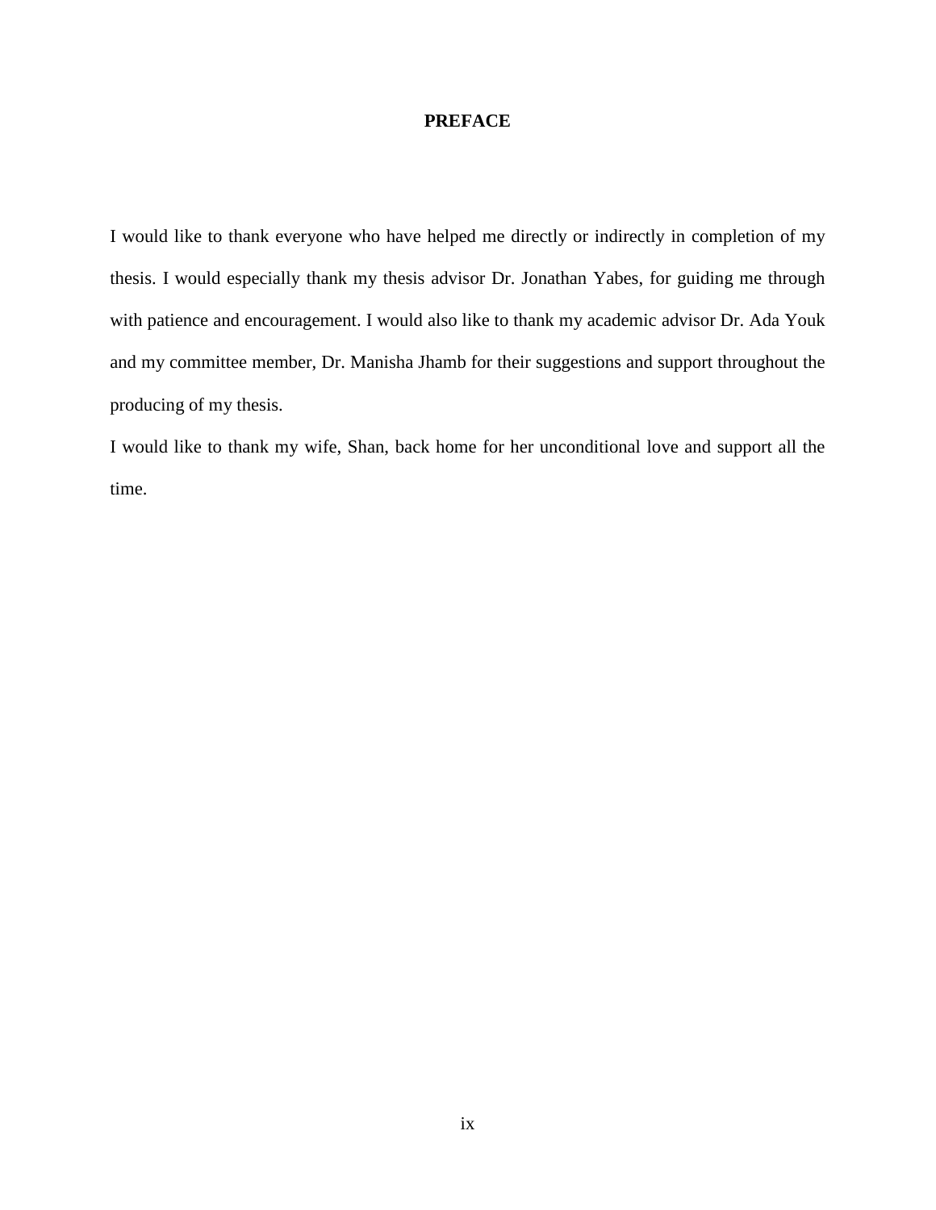# PREFACE

I would like to thank everyone who have helped me directly or indirectly in completion of my thesis. I would especially thank my thesis advisor Dr. Jonathan Yabes, for guiding me through with patience and encouragement. I would also like to thank my academic advisor Dr. Ada Youk and my committee member, Dr. Manisha Jhamb for their suggestions and support throughout the producing of my thesis.

I would like to thank my wife, Shan, back home for her unconditional love and support all the time.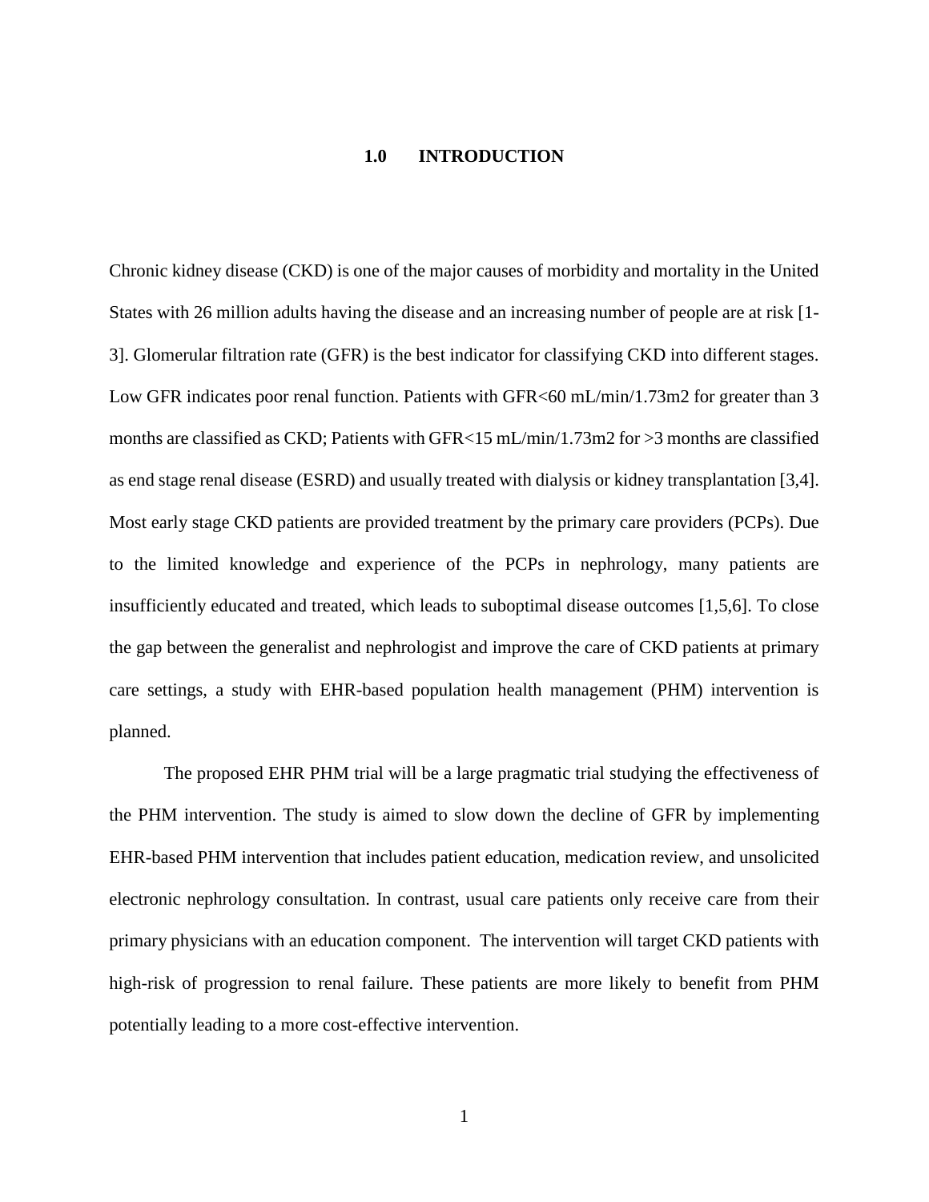# 1.0 INTRODUCTION

Chronic kidney disease (CKD) is one of the major causes of morbidity and mortality in the United States with 26 million adults having the disease and an increasing number of people are at risk [1-3]. Glomerular filtration rate (GFR) is the best indicator for classifying CKD into different stages. Low GFR indicates poor renal function. Patients with GFR<60 mL/min/1.73m2 for greater than 3 months are classified as CKD; Patients with GFR<15 mL/min/1.73m2 for >3 months are classified as end stage renal disease (ESRD) and usually treated with dialysis or kidney transplantation [3,4]. Most early stage CKD patients are provided treatment by the primary care providers (PCPs). Due to the limited knowledge and experience of the PCPs in nephrology, many patients are insufficiently educated and treated, which leads to suboptimal disease outcomes [1,5,6]. To close the gap between the generalist and nephrologist and improve the care of CKD patients at primary care settings, a study with EHR-based population health management (PHM) intervention is planned.

The proposed EHR PHM trial will be a large pragmatic trial studying the effectiveness of the PHM intervention. The study is aimed to slow down the decline of GFR by implementing EHR-based PHM intervention that includes patient education, medication review, and unsolicited electronic nephrology consultation. In contrast, usual care patients only receive care from their primary physicians with an education component. The intervention will target CKD patients with high-risk of progression to renal failure. These patients are more likely to benefit from PHM potentially leading to a more cost-effective intervention.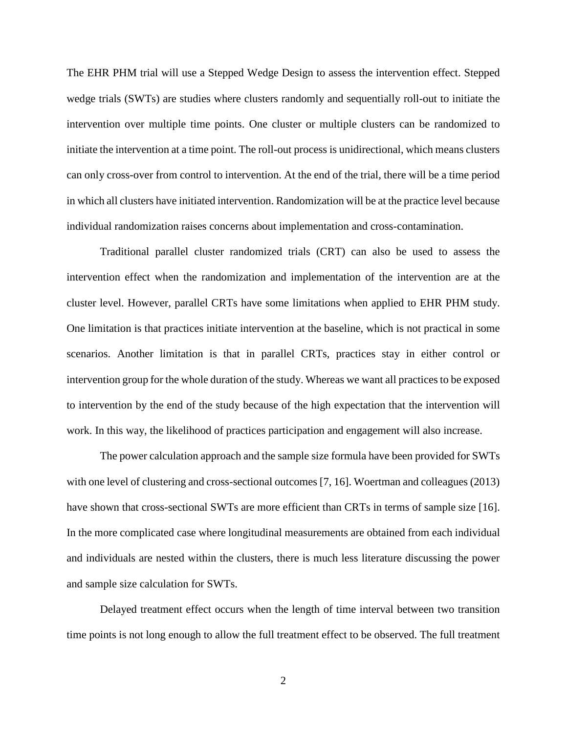The EHR PHM trial will use a Stepped Wedge Design to assess the intervention effect. Stepped wedge trials (SWTs) are studies where clusters randomly and sequentially roll-out to initiate the intervention over multiple time points. One cluster or multiple clusters can be randomized to initiate the intervention at a time point. The roll-out process is unidirectional, which means clusters can only cross-over from control to intervention. At the end of the trial, there will be a time period in which all clusters have initiated intervention. Randomization will be at the practice level because individual randomization raises concerns about implementation and cross-contamination.

Traditional parallel cluster randomized trials (CRT) can also be used to assess the intervention effect when the randomization and implementation of the intervention are at the cluster level. However, parallel CRTs have some limitations when applied to EHR PHM study. One limitation is that practices initiate intervention at the baseline, which is not practical in some scenarios. Another limitation is that in parallel CRTs, practices stay in either control or intervention group for the whole duration of the study. Whereas we want all practices to be exposed to intervention by the end of the study because of the high expectation that the intervention will work. In this way, the likelihood of practices participation and engagement will also increase.

The power calculation approach and the sample size formula have been provided for SWTs with one level of clustering and cross-sectional outcomes [7, 16]. Woertman and colleagues (2013) have shown that cross-sectional SWTs are more efficient than CRTs in terms of sample size [16]. In the more complicated case where longitudinal measurements are obtained from each individual and individuals are nested within the clusters, there is much less literature discussing the power and sample size calculation for SWTs.

Delayed treatment effect occurs when the length of time interval between two transition time points is not long enough to allow the full treatment effect to be observed. The full treatment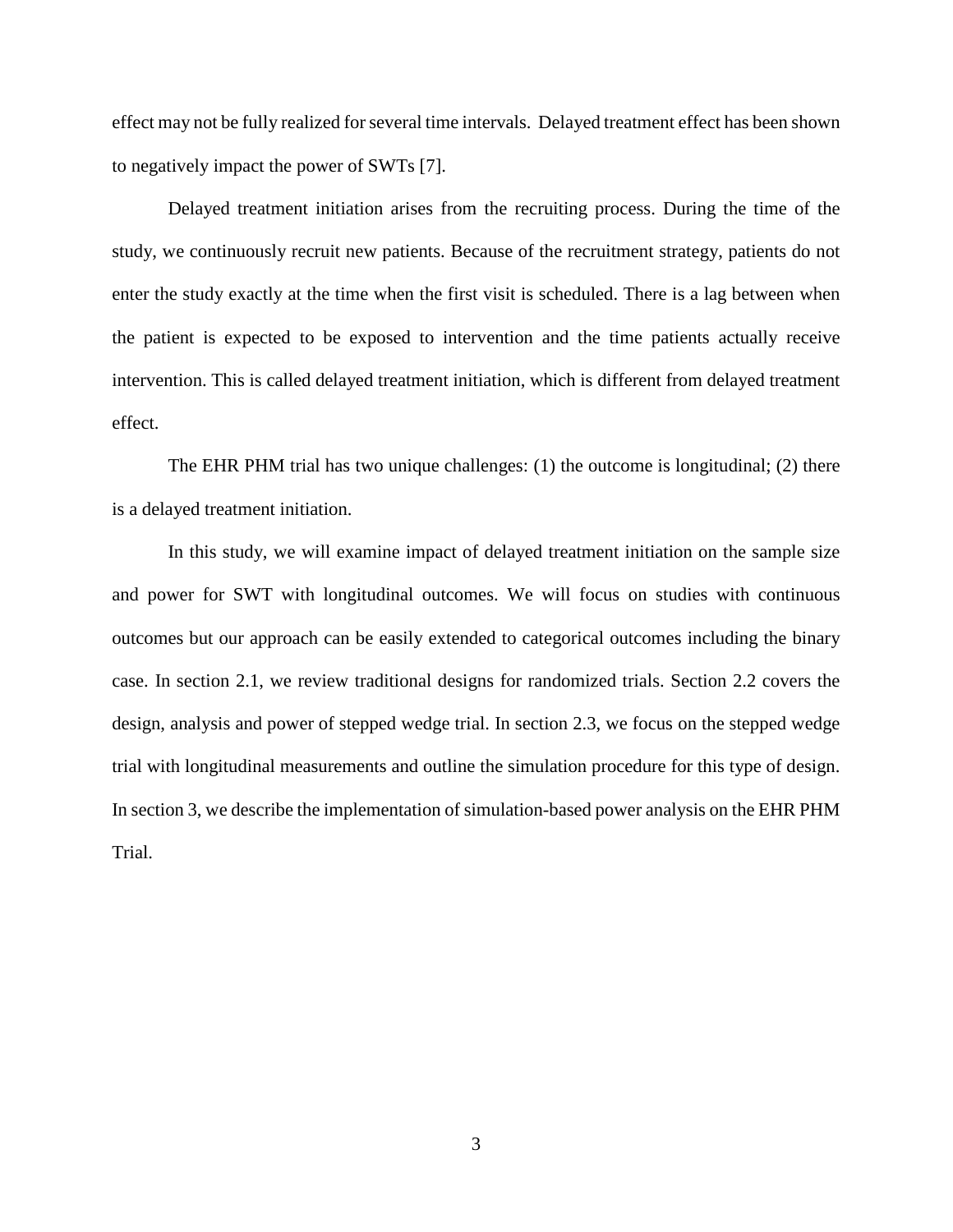effect may not be fully realized for several time intervals. Delayed treatment effect has been shown to negatively impact the power of SWTs [7].

Delayed treatment initiation arises from the recruiting process. During the time of the study, we continuously recruit new patients. Because of the recruitment strategy, patients do not enter the study exactly at the time when the first visit is scheduled. There is a lag between when the patient is expected to be exposed to intervention and the time patients actually receive intervention. This is called delayed treatment initiation, which is different from delayed treatment effect.

The EHR PHM trial has two unique challenges: (1) the outcome is longitudinal; (2) there is a delayed treatment initiation.

In this study, we will examine impact of delayed treatment initiation on the sample size and power for SWT with longitudinal outcomes. We will focus on studies with continuous outcomes but our approach can be easily extended to categorical outcomes including the binary case. In section 2.1, we review traditional designs for randomized trials. Section 2.2 covers the design, analysis and power of stepped wedge trial. In section 2.3, we focus on the stepped wedge trial with longitudinal measurements and outline the simulation procedure for this type of design. In section 3, we describe the implementation of simulation-based power analysis on the EHR PHM Trial.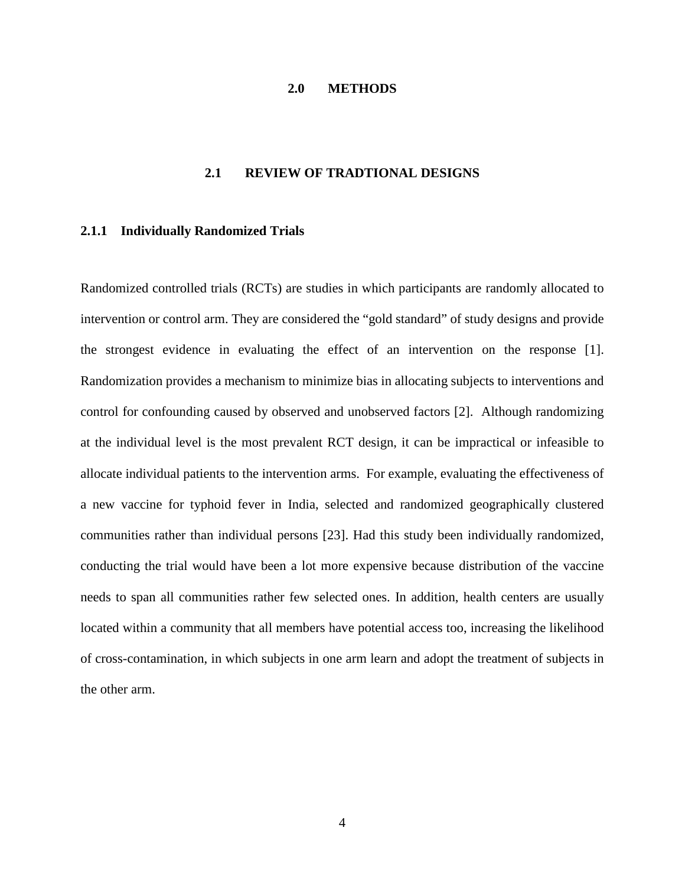# 2.0 METHODS

## 2.1 REVIEW OF TRADTIONAL DESIGNS

### 2.1.1 Individually Randomized Trials

Randomized controlled trials (RCTs) are studies in which participants are randomly allocated to intervention or control arm. They are considered the "gold standard" of study designs and provide the strongest evidence in evaluating the effect of an intervention on the response [1]. Randomization provides a mechanism to minimize bias in allocating subjects to interventions and control for confounding caused by observed and unobserved factors [2]. Although randomizing at the individual level is the most prevalent RCT design, it can be impractical or infeasible to allocate individual patients to the intervention arms. For example, evaluating the effectiveness of a new vaccine for typhoid fever in India, selected and randomized geographically clustered communities rather than individual persons [23]. Had this study been individually randomized, conducting the trial would have been a lot more expensive because distribution of the vaccine needs to span all communities rather few selected ones. In addition, health centers are usually located within a community that all members have potential access too, increasing the likelihood of cross-contamination, in which subjects in one arm learn and adopt the treatment of subjects in the other arm.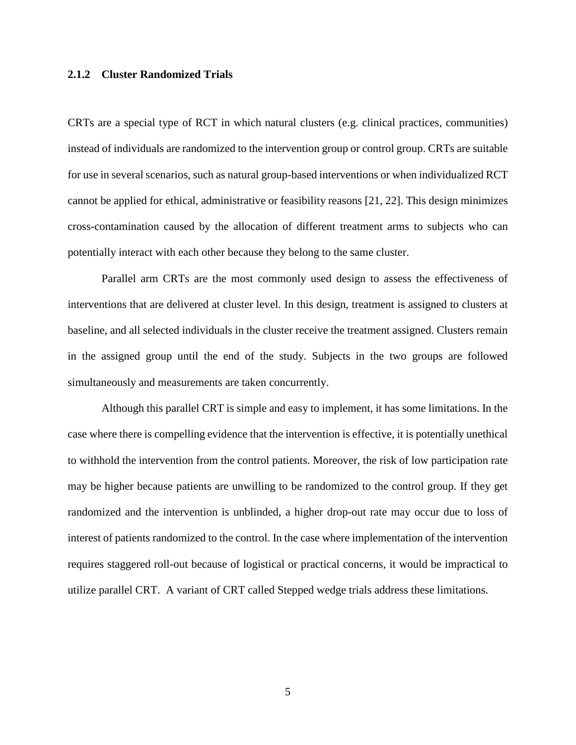### 2.1.2 Cluster Randomized Trials

CRTs are a special type of RCT in which natural clusters (e.g. clinical practices, communities) instead of individuals are randomized to the intervention group or control group. CRTs are suitable for use in several scenarios, such as natural group-based interventions or when individualized RCT cannot be applied for ethical, administrative or feasibility reasons [21, 22]. This design minimizes cross-contamination caused by the allocation of different treatment arms to subjects who can potentially interact with each other because they belong to the same cluster.

Parallel arm CRTs are the most commonly used design to assess the effectiveness of interventions that are delivered at cluster level. In this design, treatment is assigned to clusters at baseline, and all selected individuals in the cluster receive the treatment assigned. Clusters remain in the assigned group until the end of the study. Subjects in the two groups are followed simultaneously and measurements are taken concurrently.

Although this parallel CRT is simple and easy to implement, it has some limitations. In the case where there is compelling evidence that the intervention is effective, it is potentially unethical to withhold the intervention from the control patients. Moreover, the risk of low participation rate may be higher because patients are unwilling to be randomized to the control group. If they get randomized and the intervention is unblinded, a higher drop-out rate may occur due to loss of interest of patients randomized to the control. In the case where implementation of the intervention requires staggered roll-out because of logistical or practical concerns, it would be impractical to utilize parallel CRT. A variant of CRT called Stepped wedge trials address these limitations.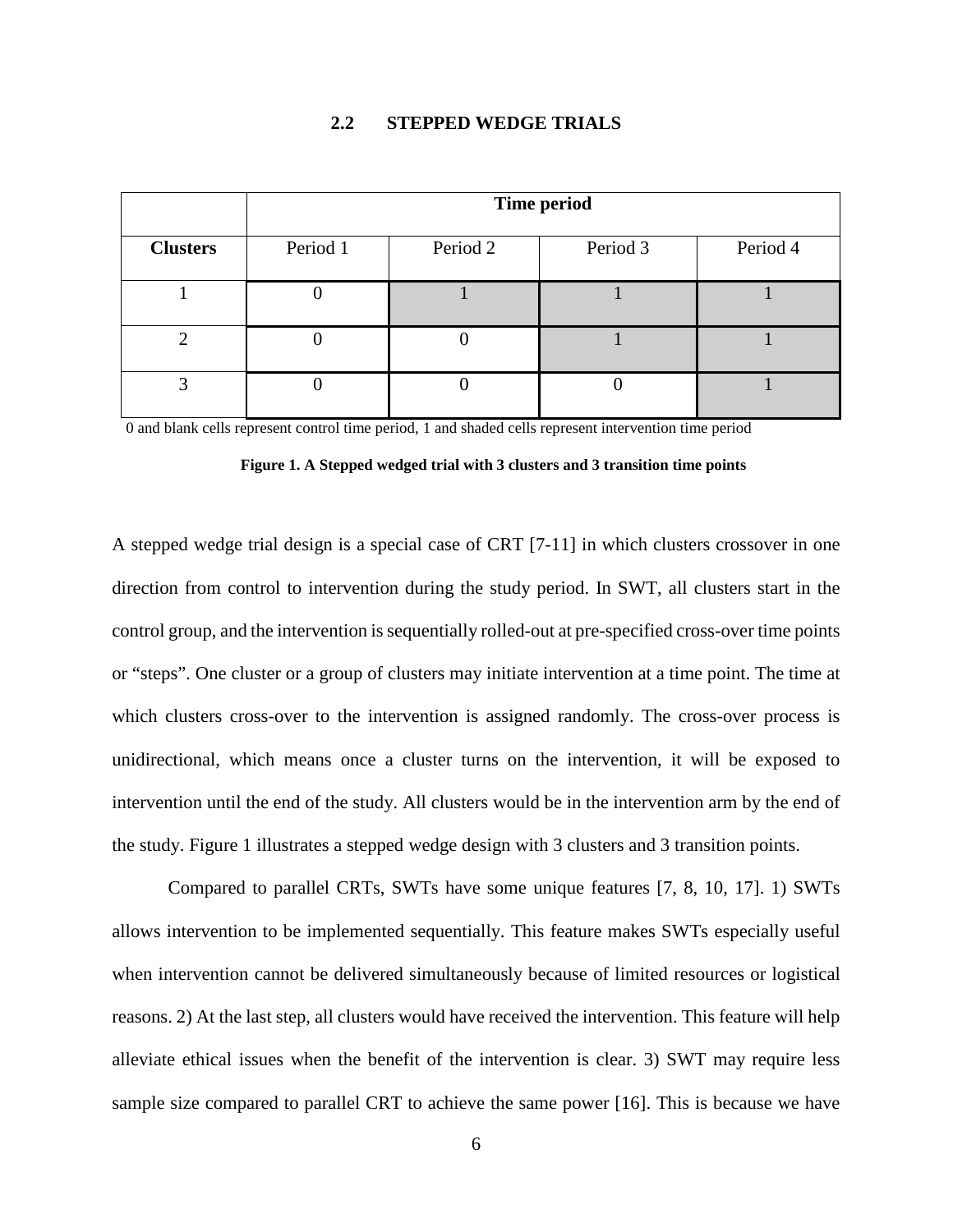## 2.2 STEPPED WEDGE TRIALS

| | Time period | | | |
|---|---|---|---|---|
| **Clusters** | Period 1 | Period 2 | Period 3 | Period 4 |
| 1 | 0 | 1 | 1 | 1 |
| 2 | 0 | 0 | 1 | 1 |
| 3 | 0 | 0 | 0 | 1 |

0 and blank cells represent control time period, 1 and shaded cells represent intervention time period

**Figure 1. A Stepped wedged trial with 3 clusters and 3 transition time points**

A stepped wedge trial design is a special case of CRT [7-11] in which clusters crossover in one direction from control to intervention during the study period. In SWT, all clusters start in the control group, and the intervention is sequentially rolled-out at pre-specified cross-over time points or "steps". One cluster or a group of clusters may initiate intervention at a time point. The time at which clusters cross-over to the intervention is assigned randomly. The cross-over process is unidirectional, which means once a cluster turns on the intervention, it will be exposed to intervention until the end of the study. All clusters would be in the intervention arm by the end of the study. Figure 1 illustrates a stepped wedge design with 3 clusters and 3 transition points.

Compared to parallel CRTs, SWTs have some unique features [7, 8, 10, 17]. 1) SWTs allows intervention to be implemented sequentially. This feature makes SWTs especially useful when intervention cannot be delivered simultaneously because of limited resources or logistical reasons. 2) At the last step, all clusters would have received the intervention. This feature will help alleviate ethical issues when the benefit of the intervention is clear. 3) SWT may require less sample size compared to parallel CRT to achieve the same power [16]. This is because we have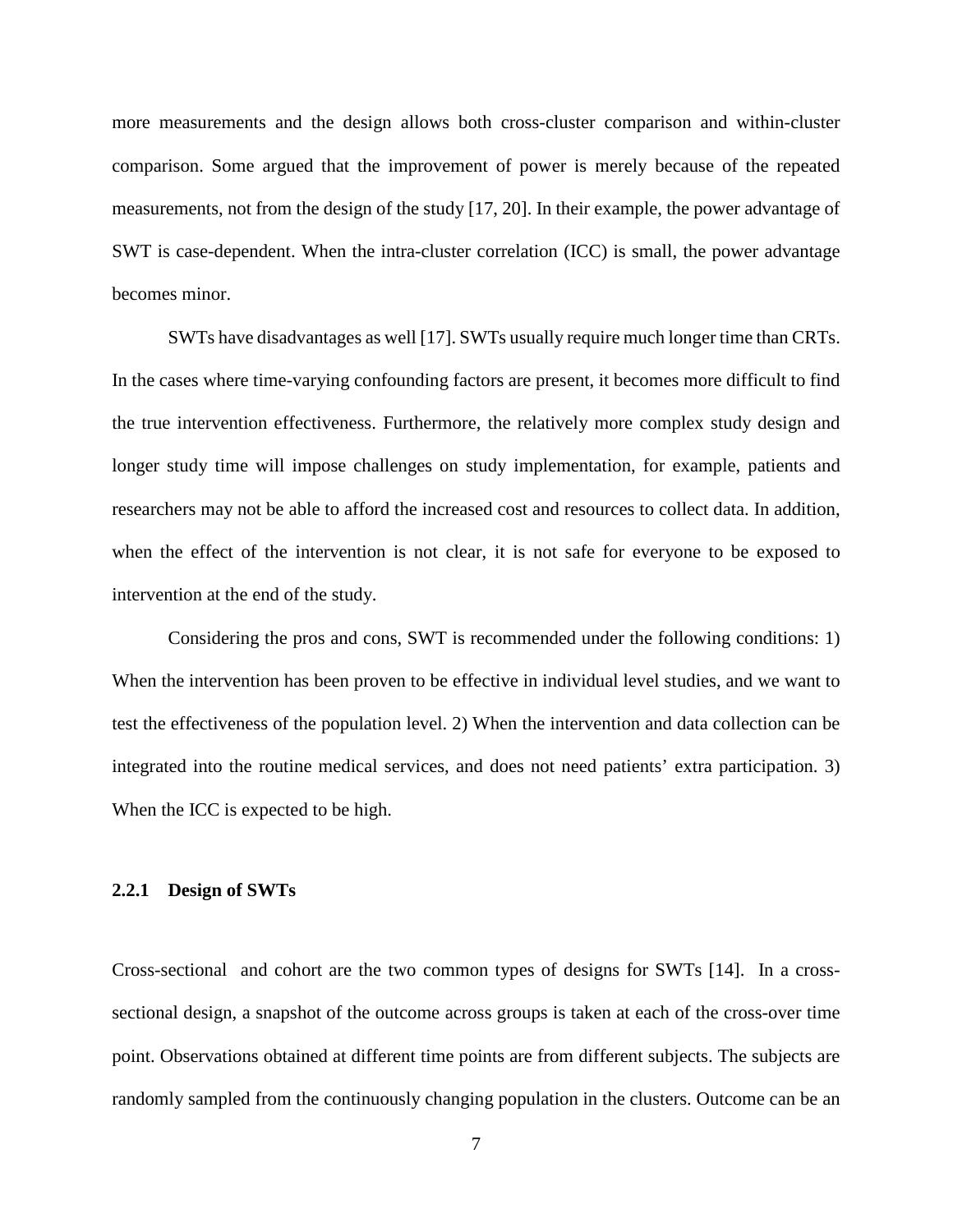more measurements and the design allows both cross-cluster comparison and within-cluster comparison. Some argued that the improvement of power is merely because of the repeated measurements, not from the design of the study [17, 20]. In their example, the power advantage of SWT is case-dependent. When the intra-cluster correlation (ICC) is small, the power advantage becomes minor.

SWTs have disadvantages as well [17]. SWTs usually require much longer time than CRTs. In the cases where time-varying confounding factors are present, it becomes more difficult to find the true intervention effectiveness. Furthermore, the relatively more complex study design and longer study time will impose challenges on study implementation, for example, patients and researchers may not be able to afford the increased cost and resources to collect data. In addition, when the effect of the intervention is not clear, it is not safe for everyone to be exposed to intervention at the end of the study.

Considering the pros and cons, SWT is recommended under the following conditions: 1) When the intervention has been proven to be effective in individual level studies, and we want to test the effectiveness of the population level. 2) When the intervention and data collection can be integrated into the routine medical services, and does not need patients' extra participation. 3) When the ICC is expected to be high.

### 2.2.1 Design of SWTs

Cross-sectional and cohort are the two common types of designs for SWTs [14]. In a cross-sectional design, a snapshot of the outcome across groups is taken at each of the cross-over time point. Observations obtained at different time points are from different subjects. The subjects are randomly sampled from the continuously changing population in the clusters. Outcome can be an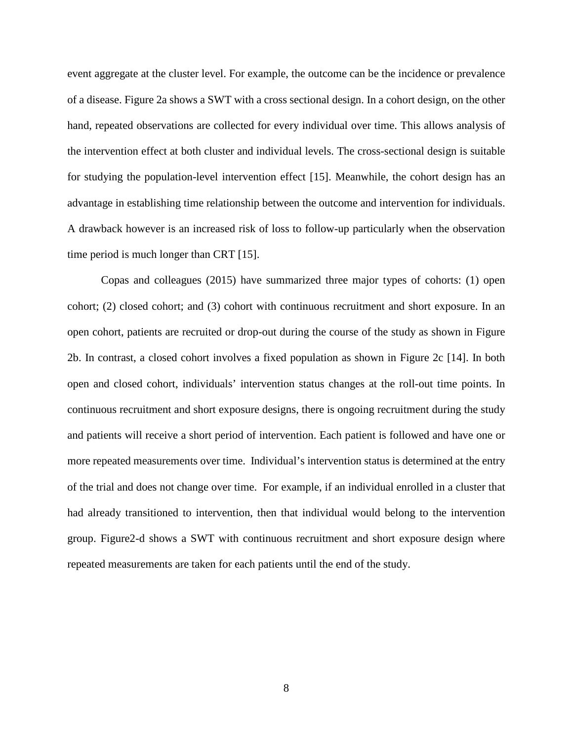event aggregate at the cluster level. For example, the outcome can be the incidence or prevalence of a disease. Figure 2a shows a SWT with a cross sectional design. In a cohort design, on the other hand, repeated observations are collected for every individual over time. This allows analysis of the intervention effect at both cluster and individual levels. The cross-sectional design is suitable for studying the population-level intervention effect [15]. Meanwhile, the cohort design has an advantage in establishing time relationship between the outcome and intervention for individuals. A drawback however is an increased risk of loss to follow-up particularly when the observation time period is much longer than CRT [15].

Copas and colleagues (2015) have summarized three major types of cohorts: (1) open cohort; (2) closed cohort; and (3) cohort with continuous recruitment and short exposure. In an open cohort, patients are recruited or drop-out during the course of the study as shown in Figure 2b. In contrast, a closed cohort involves a fixed population as shown in Figure 2c [14]. In both open and closed cohort, individuals' intervention status changes at the roll-out time points. In continuous recruitment and short exposure designs, there is ongoing recruitment during the study and patients will receive a short period of intervention. Each patient is followed and have one or more repeated measurements over time. Individual's intervention status is determined at the entry of the trial and does not change over time. For example, if an individual enrolled in a cluster that had already transitioned to intervention, then that individual would belong to the intervention group. Figure2-d shows a SWT with continuous recruitment and short exposure design where repeated measurements are taken for each patients until the end of the study.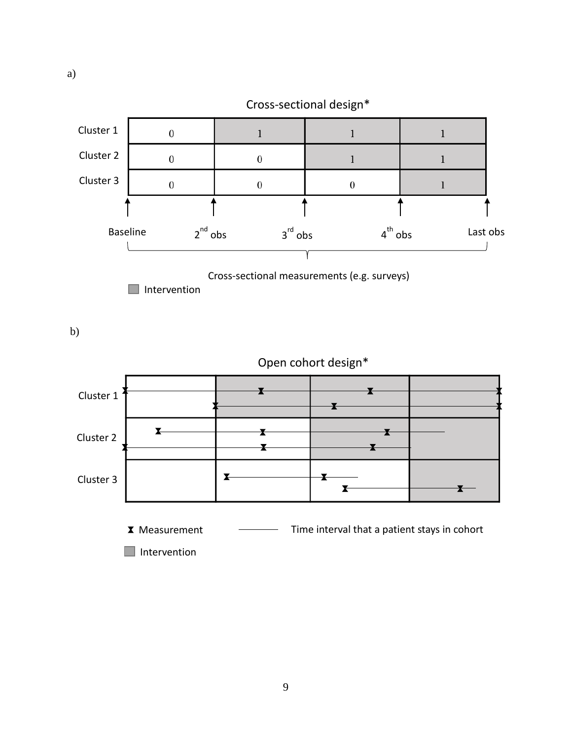a)

Cross-sectional design*

Cluster 1
0 1 1 1

Cluster 2
0 0 1 1

Cluster 3
0 0 0 1

Baseline
2nd obs
3rd obs
4th obs
Last obs

Cross-sectional measurements (e.g. surveys)

Intervention

b)

Open cohort design*

Cluster 1

Cluster 2

Cluster 3

Measurement

Time interval that a patient stays in cohort

Intervention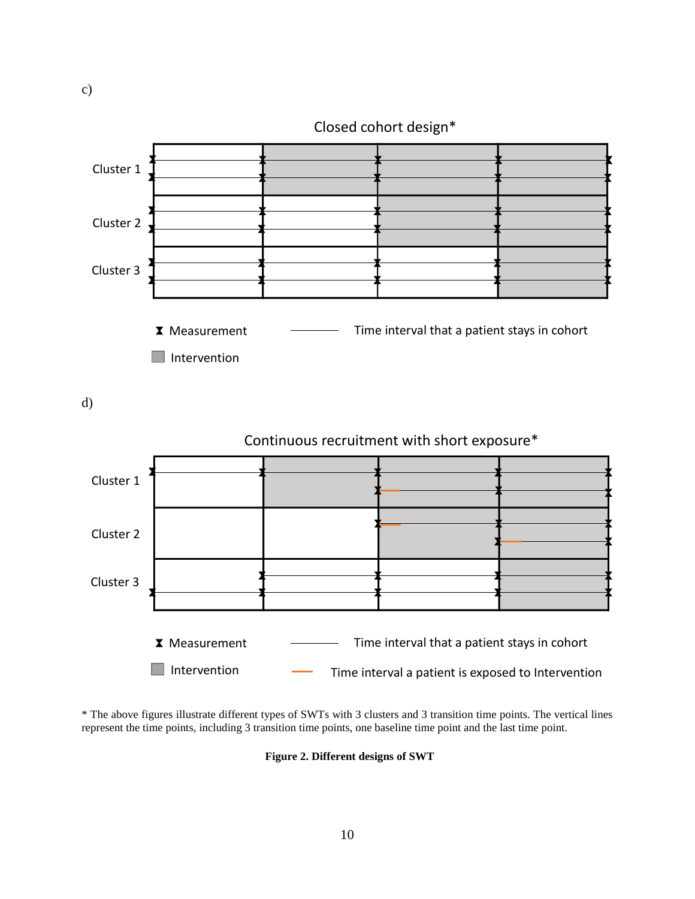c)

Closed cohort design*

Cluster 1

Cluster 2

Cluster 3

Measurement

Time interval that a patient stays in cohort

Intervention

d)

Continuous recruitment with short exposure*

Cluster 1

Cluster 2

Cluster 3

Measurement

Time interval that a patient stays in cohort

Intervention

Time interval a patient is exposed to Intervention

* The above figures illustrate different types of SWTs with 3 clusters and 3 transition time points. The vertical lines represent the time points, including 3 transition time points, one baseline time point and the last time point.

**Figure 2. Different designs of SWT**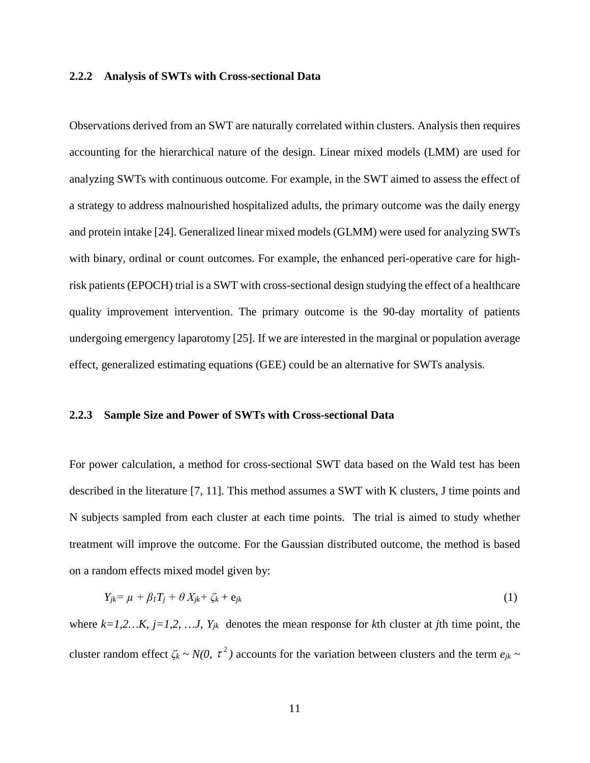### 2.2.2 Analysis of SWTs with Cross-sectional Data

Observations derived from an SWT are naturally correlated within clusters. Analysis then requires accounting for the hierarchical nature of the design. Linear mixed models (LMM) are used for analyzing SWTs with continuous outcome. For example, in the SWT aimed to assess the effect of a strategy to address malnourished hospitalized adults, the primary outcome was the daily energy and protein intake [24]. Generalized linear mixed models (GLMM) were used for analyzing SWTs with binary, ordinal or count outcomes. For example, the enhanced peri-operative care for high-risk patients (EPOCH) trial is a SWT with cross-sectional design studying the effect of a healthcare quality improvement intervention. The primary outcome is the 90-day mortality of patients undergoing emergency laparotomy [25]. If we are interested in the marginal or population average effect, generalized estimating equations (GEE) could be an alternative for SWTs analysis.

### 2.2.3 Sample Size and Power of SWTs with Cross-sectional Data

For power calculation, a method for cross-sectional SWT data based on the Wald test has been described in the literature [7, 11]. This method assumes a SWT with K clusters, J time points and N subjects sampled from each cluster at each time points. The trial is aimed to study whether treatment will improve the outcome. For the Gaussian distributed outcome, the method is based on a random effects mixed model given by:

$$Y_{jk} = \mu + \beta_1 T_j + \theta X_{jk} + \zeta_k + e_{jk} \tag{1}$$

where $k=1,2\ldots K$, $j=1,2,\ldots J$, $Y_{jk}$ denotes the mean response for $k$th cluster at $j$th time point, the cluster random effect $\zeta_k \sim N(0, \tau^2)$ accounts for the variation between clusters and the term $e_{jk} \sim$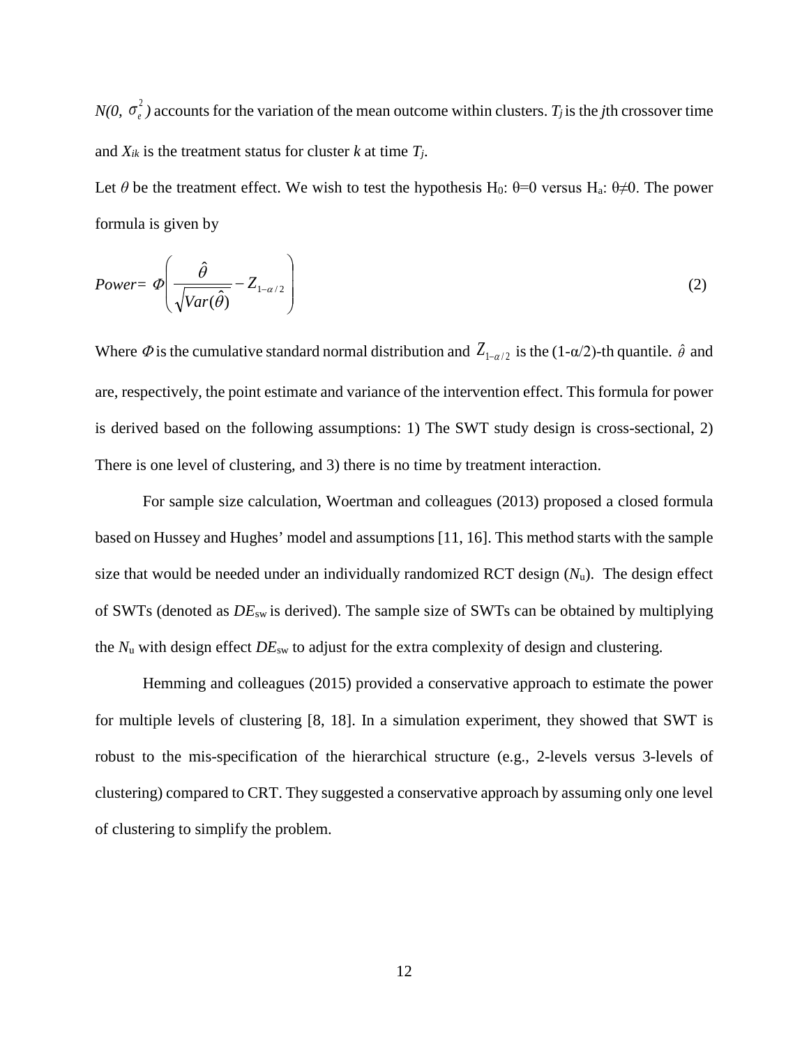$N(0, \sigma_e^2)$ accounts for the variation of the mean outcome within clusters. $T_j$ is the $j$th crossover time and $X_{ik}$ is the treatment status for cluster $k$ at time $T_j$.

Let $\theta$ be the treatment effect. We wish to test the hypothesis H$_0$: θ=0 versus H$_a$: θ≠0. The power formula is given by

$$Power = \Phi\left(\frac{\hat{\theta}}{\sqrt{Var(\hat{\theta})}} - Z_{1-\alpha/2}\right) \tag{2}$$

Where $\Phi$ is the cumulative standard normal distribution and $Z_{1-\alpha/2}$ is the (1-α/2)-th quantile. $\hat{\theta}$ and are, respectively, the point estimate and variance of the intervention effect. This formula for power is derived based on the following assumptions: 1) The SWT study design is cross-sectional, 2) There is one level of clustering, and 3) there is no time by treatment interaction.

For sample size calculation, Woertman and colleagues (2013) proposed a closed formula based on Hussey and Hughes' model and assumptions [11, 16]. This method starts with the sample size that would be needed under an individually randomized RCT design ($N_u$). The design effect of SWTs (denoted as $DE_{sw}$ is derived). The sample size of SWTs can be obtained by multiplying the $N_u$ with design effect $DE_{sw}$ to adjust for the extra complexity of design and clustering.

Hemming and colleagues (2015) provided a conservative approach to estimate the power for multiple levels of clustering [8, 18]. In a simulation experiment, they showed that SWT is robust to the mis-specification of the hierarchical structure (e.g., 2-levels versus 3-levels of clustering) compared to CRT. They suggested a conservative approach by assuming only one level of clustering to simplify the problem.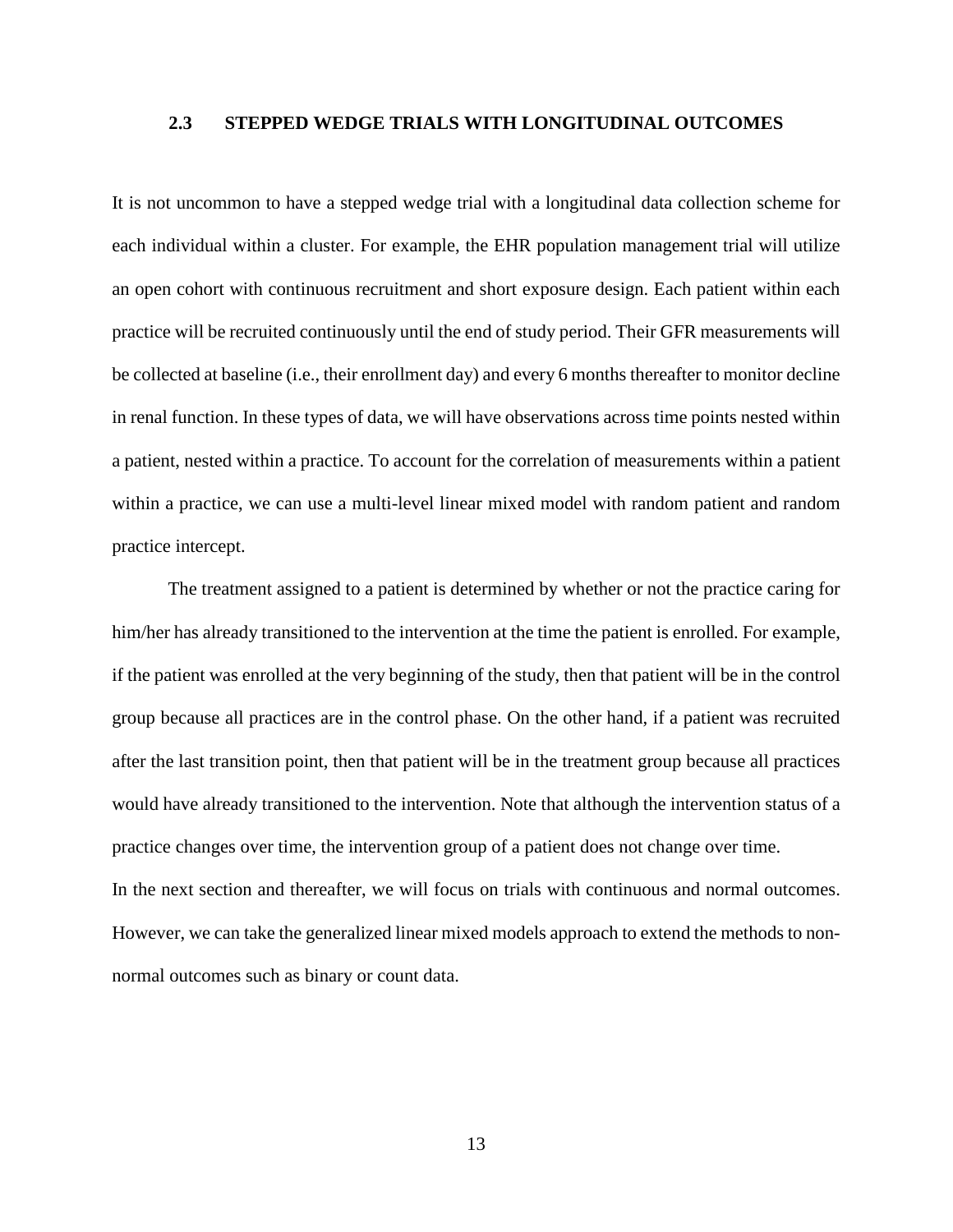### 2.3 STEPPED WEDGE TRIALS WITH LONGITUDINAL OUTCOMES

It is not uncommon to have a stepped wedge trial with a longitudinal data collection scheme for each individual within a cluster. For example, the EHR population management trial will utilize an open cohort with continuous recruitment and short exposure design. Each patient within each practice will be recruited continuously until the end of study period. Their GFR measurements will be collected at baseline (i.e., their enrollment day) and every 6 months thereafter to monitor decline in renal function. In these types of data, we will have observations across time points nested within a patient, nested within a practice. To account for the correlation of measurements within a patient within a practice, we can use a multi-level linear mixed model with random patient and random practice intercept.

The treatment assigned to a patient is determined by whether or not the practice caring for him/her has already transitioned to the intervention at the time the patient is enrolled. For example, if the patient was enrolled at the very beginning of the study, then that patient will be in the control group because all practices are in the control phase. On the other hand, if a patient was recruited after the last transition point, then that patient will be in the treatment group because all practices would have already transitioned to the intervention. Note that although the intervention status of a practice changes over time, the intervention group of a patient does not change over time.

In the next section and thereafter, we will focus on trials with continuous and normal outcomes. However, we can take the generalized linear mixed models approach to extend the methods to non-normal outcomes such as binary or count data.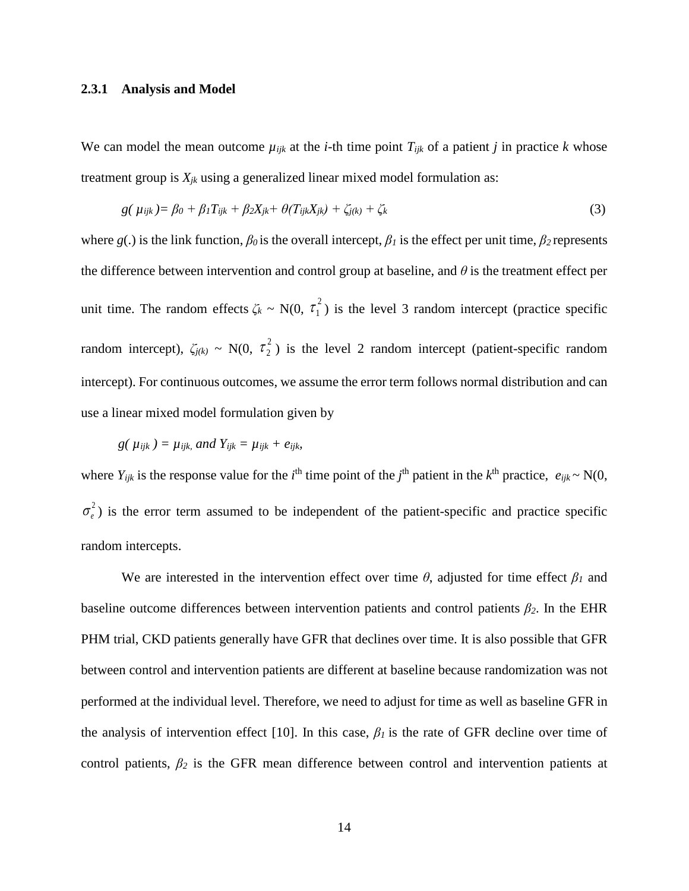### 2.3.1 Analysis and Model

We can model the mean outcome $\mu_{ijk}$ at the $i$-th time point $T_{ijk}$ of a patient $j$ in practice $k$ whose treatment group is $X_{jk}$ using a generalized linear mixed model formulation as:

$$g(\mu_{ijk}) = \beta_0 + \beta_1 T_{ijk} + \beta_2 X_{jk} + \theta(T_{ijk} X_{jk}) + \zeta_{j(k)} + \zeta_k \tag{3}$$

where $g(.)$ is the link function, $\beta_0$ is the overall intercept, $\beta_1$ is the effect per unit time, $\beta_2$ represents the difference between intervention and control group at baseline, and $\theta$ is the treatment effect per unit time. The random effects $\zeta_k \sim N(0, \tau_1^2)$ is the level 3 random intercept (practice specific random intercept), $\zeta_{j(k)} \sim N(0, \tau_2^2)$ is the level 2 random intercept (patient-specific random intercept). For continuous outcomes, we assume the error term follows normal distribution and can use a linear mixed model formulation given by

$$g(\mu_{ijk}) = \mu_{ijk}, \text{ and } Y_{ijk} = \mu_{ijk} + e_{ijk},$$

where $Y_{ijk}$ is the response value for the $i^{\text{th}}$ time point of the $j^{\text{th}}$ patient in the $k^{\text{th}}$ practice, $e_{ijk} \sim N(0, \sigma_e^2)$ is the error term assumed to be independent of the patient-specific and practice specific random intercepts.

We are interested in the intervention effect over time $\theta$, adjusted for time effect $\beta_1$ and baseline outcome differences between intervention patients and control patients $\beta_2$. In the EHR PHM trial, CKD patients generally have GFR that declines over time. It is also possible that GFR between control and intervention patients are different at baseline because randomization was not performed at the individual level. Therefore, we need to adjust for time as well as baseline GFR in the analysis of intervention effect [10]. In this case, $\beta_1$ is the rate of GFR decline over time of control patients, $\beta_2$ is the GFR mean difference between control and intervention patients at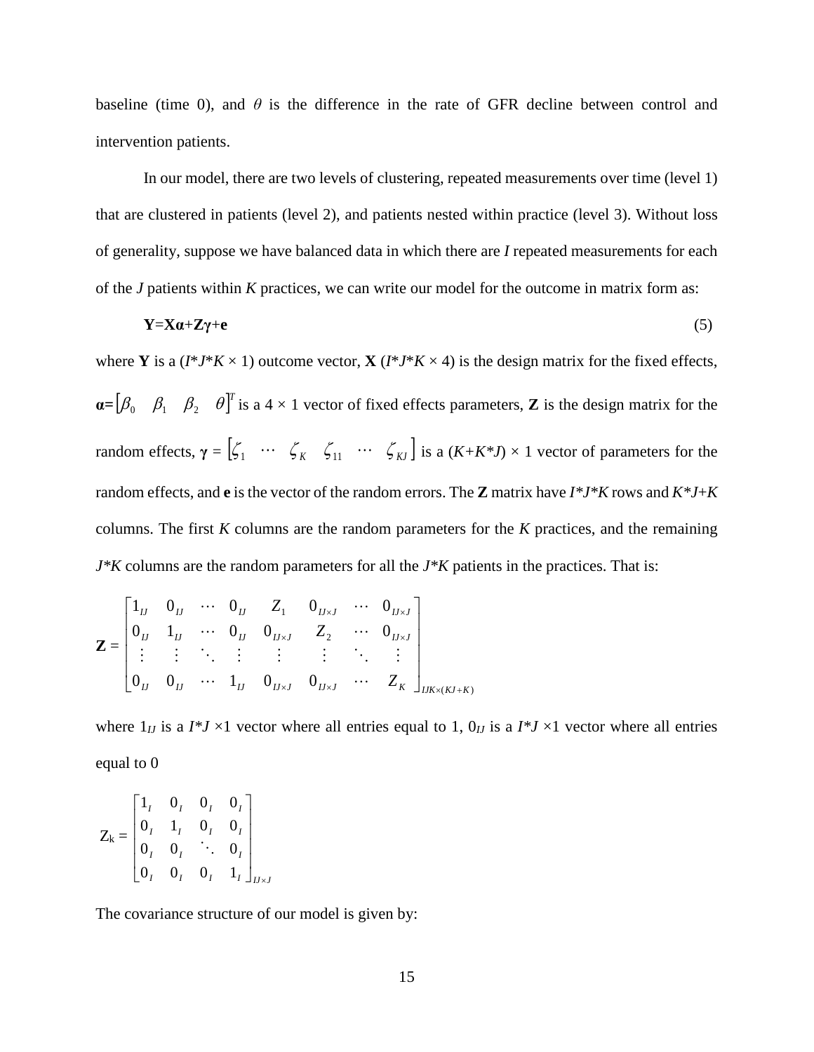baseline (time 0), and $\theta$ is the difference in the rate of GFR decline between control and intervention patients.

In our model, there are two levels of clustering, repeated measurements over time (level 1) that are clustered in patients (level 2), and patients nested within practice (level 3). Without loss of generality, suppose we have balanced data in which there are $I$ repeated measurements for each of the $J$ patients within $K$ practices, we can write our model for the outcome in matrix form as:

$$\mathbf{Y}=\mathbf{X}\boldsymbol{\alpha}+\mathbf{Z}\boldsymbol{\gamma}+\mathbf{e} \tag{5}$$

where $\mathbf{Y}$ is a ($I$\*$J$\*$K$ × 1) outcome vector, $\mathbf{X}$ ($I$\*$J$\*$K$ × 4) is the design matrix for the fixed effects, $\boldsymbol{\alpha}=\begin{bmatrix}\beta_0 & \beta_1 & \beta_2 & \theta\end{bmatrix}^T$ is a 4 × 1 vector of fixed effects parameters, $\mathbf{Z}$ is the design matrix for the random effects, $\boldsymbol{\gamma} = \begin{bmatrix}\zeta_1 & \cdots & \zeta_K & \zeta_{11} & \cdots & \zeta_{KJ}\end{bmatrix}$ is a ($K$+$K$\*$J$) × 1 vector of parameters for the random effects, and $\mathbf{e}$ is the vector of the random errors. The $\mathbf{Z}$ matrix have $I$\*$J$\*$K$ rows and $K$\*$J$+$K$ columns. The first $K$ columns are the random parameters for the $K$ practices, and the remaining $J$\*$K$ columns are the random parameters for all the $J$\*$K$ patients in the practices. That is:

$$\mathbf{Z} = \begin{bmatrix} 1_{IJ} & 0_{IJ} & \cdots & 0_{IJ} & Z_1 & 0_{IJ\times J} & \cdots & 0_{IJ\times J} \\ 0_{IJ} & 1_{IJ} & \cdots & 0_{IJ} & 0_{IJ\times J} & Z_2 & \cdots & 0_{IJ\times J} \\ \vdots & \vdots & \ddots & \vdots & \vdots & \vdots & \ddots & \vdots \\ 0_{IJ} & 0_{IJ} & \cdots & 1_{IJ} & 0_{IJ\times J} & 0_{IJ\times J} & \cdots & Z_K \end{bmatrix}_{IJK\times(KJ+K)}$$

where $1_{IJ}$ is a $I$\*$J$ ×1 vector where all entries equal to 1, $0_{IJ}$ is a $I$\*$J$ ×1 vector where all entries equal to 0

$$\mathrm{Z_k} = \begin{bmatrix} 1_I & 0_I & 0_I & 0_I \\ 0_I & 1_I & 0_I & 0_I \\ 0_I & 0_I & \ddots & 0_I \\ 0_I & 0_I & 0_I & 1_I \end{bmatrix}_{IJ\times J}$$

The covariance structure of our model is given by: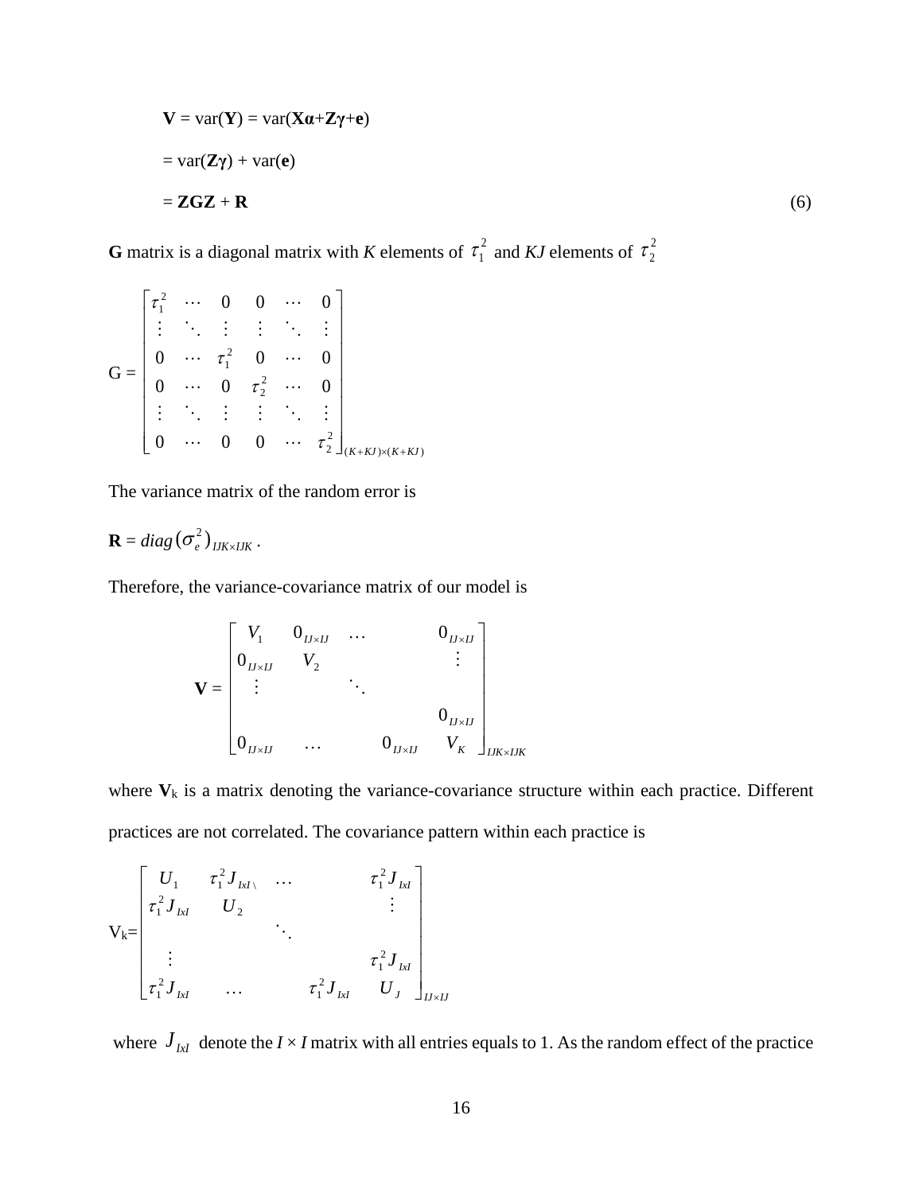$$\mathbf{V} = \text{var}(\mathbf{Y}) = \text{var}(\mathbf{X\alpha}+\mathbf{Z\gamma}+\mathbf{e})$$

$$= \text{var}(\mathbf{Z\gamma}) + \text{var}(\mathbf{e})$$

$$= \mathbf{ZGZ} + \mathbf{R} \tag{6}$$

**G** matrix is a diagonal matrix with *K* elements of $\tau_1^2$ and *KJ* elements of $\tau_2^2$

$$\text{G} = \begin{bmatrix} \tau_1^2 & \cdots & 0 & 0 & \cdots & 0 \\ \vdots & \ddots & \vdots & \vdots & \ddots & \vdots \\ 0 & \cdots & \tau_1^2 & 0 & \cdots & 0 \\ 0 & \cdots & 0 & \tau_2^2 & \cdots & 0 \\ \vdots & \ddots & \vdots & \vdots & \ddots & \vdots \\ 0 & \cdots & 0 & 0 & \cdots & \tau_2^2 \end{bmatrix}_{(K+KJ)\times(K+KJ)}$$

The variance matrix of the random error is

$\mathbf{R} = diag(\sigma_e^2)_{IJK\times IJK}$ .

Therefore, the variance-covariance matrix of our model is

$$\mathbf{V} = \begin{bmatrix} V_1 & 0_{IJ\times IJ} & \cdots & & 0_{IJ\times IJ} \\ 0_{IJ\times IJ} & V_2 & & & \vdots \\ \vdots & & \ddots & & \\ & & & & 0_{IJ\times IJ} \\ 0_{IJ\times IJ} & \cdots & & 0_{IJ\times IJ} & V_K \end{bmatrix}_{IJK\times IJK}$$

where $\mathbf{V}_k$ is a matrix denoting the variance-covariance structure within each practice. Different practices are not correlated. The covariance pattern within each practice is

$$\text{V}_k = \begin{bmatrix} U_1 & \tau_1^2 J_{IxI} & \cdots & & \tau_1^2 J_{IxI} \\ \tau_1^2 J_{IxI} & U_2 & & & \vdots \\ & & \ddots & & \\ \vdots & & & & \tau_1^2 J_{IxI} \\ \tau_1^2 J_{IxI} & \cdots & & \tau_1^2 J_{IxI} & U_J \end{bmatrix}_{IJ\times IJ}$$

where $J_{IxI}$ denote the $I \times I$ matrix with all entries equals to 1. As the random effect of the practice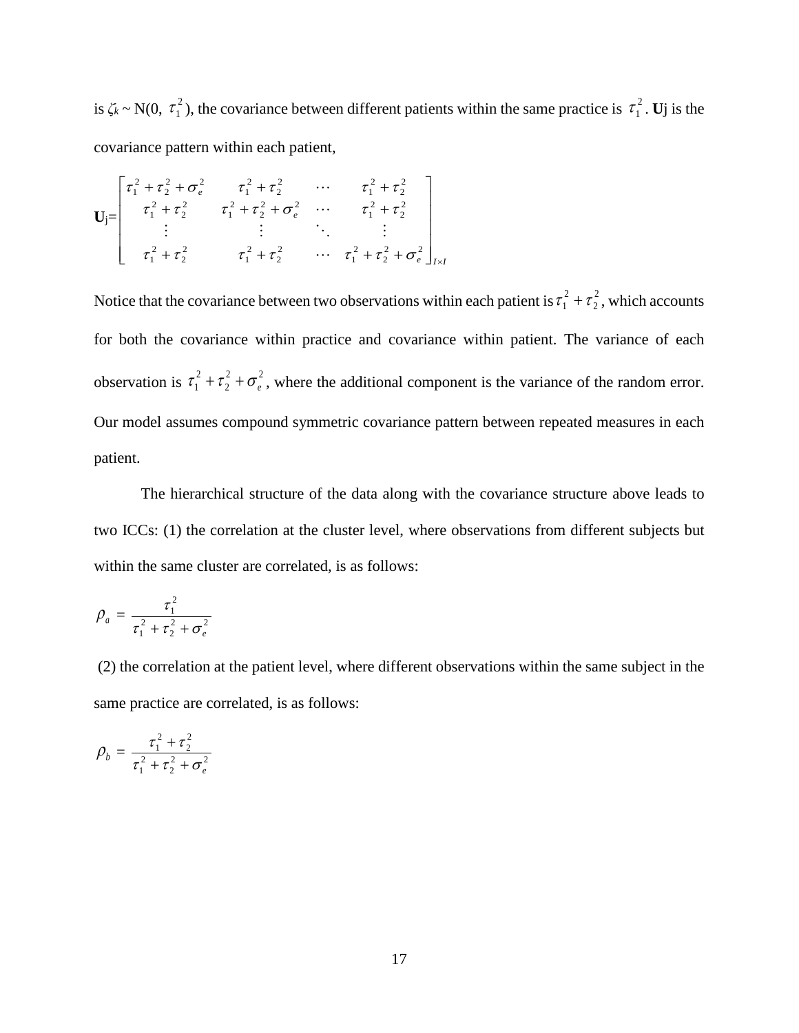is $\zeta_k \sim N(0, \tau_1^2)$, the covariance between different patients within the same practice is $\tau_1^2$. **U**j is the covariance pattern within each patient,

$$
\mathbf{U}_j = \begin{bmatrix} \tau_1^2 + \tau_2^2 + \sigma_e^2 & \tau_1^2 + \tau_2^2 & \cdots & \tau_1^2 + \tau_2^2 \\ \tau_1^2 + \tau_2^2 & \tau_1^2 + \tau_2^2 + \sigma_e^2 & \cdots & \tau_1^2 + \tau_2^2 \\ \vdots & \vdots & \ddots & \vdots \\ \tau_1^2 + \tau_2^2 & \tau_1^2 + \tau_2^2 & \cdots & \tau_1^2 + \tau_2^2 + \sigma_e^2 \end{bmatrix}_{I \times I}
$$

Notice that the covariance between two observations within each patient is $\tau_1^2 + \tau_2^2$, which accounts for both the covariance within practice and covariance within patient. The variance of each observation is $\tau_1^2 + \tau_2^2 + \sigma_e^2$, where the additional component is the variance of the random error. Our model assumes compound symmetric covariance pattern between repeated measures in each patient.

The hierarchical structure of the data along with the covariance structure above leads to two ICCs: (1) the correlation at the cluster level, where observations from different subjects but within the same cluster are correlated, is as follows:

$$
\rho_a = \frac{\tau_1^2}{\tau_1^2 + \tau_2^2 + \sigma_e^2}
$$

(2) the correlation at the patient level, where different observations within the same subject in the same practice are correlated, is as follows:

$$
\rho_b = \frac{\tau_1^2 + \tau_2^2}{\tau_1^2 + \tau_2^2 + \sigma_e^2}
$$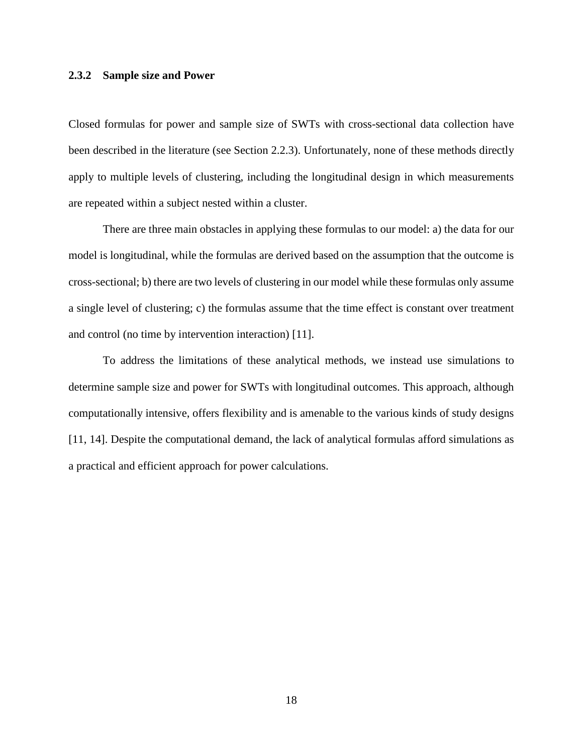### 2.3.2 Sample size and Power

Closed formulas for power and sample size of SWTs with cross-sectional data collection have been described in the literature (see Section 2.2.3). Unfortunately, none of these methods directly apply to multiple levels of clustering, including the longitudinal design in which measurements are repeated within a subject nested within a cluster.

There are three main obstacles in applying these formulas to our model: a) the data for our model is longitudinal, while the formulas are derived based on the assumption that the outcome is cross-sectional; b) there are two levels of clustering in our model while these formulas only assume a single level of clustering; c) the formulas assume that the time effect is constant over treatment and control (no time by intervention interaction) [11].

To address the limitations of these analytical methods, we instead use simulations to determine sample size and power for SWTs with longitudinal outcomes. This approach, although computationally intensive, offers flexibility and is amenable to the various kinds of study designs [11, 14]. Despite the computational demand, the lack of analytical formulas afford simulations as a practical and efficient approach for power calculations.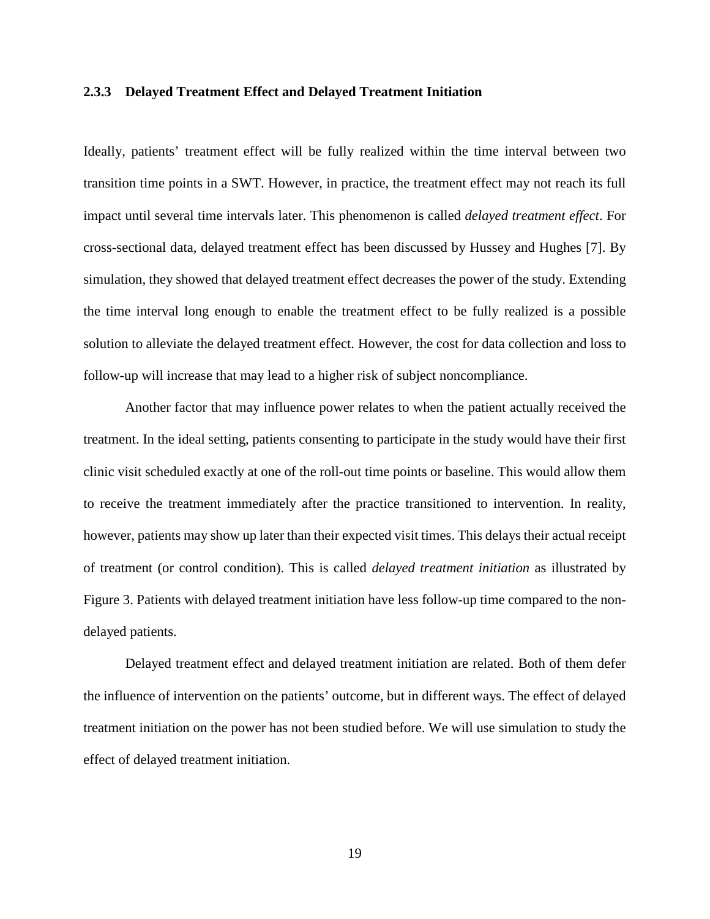### 2.3.3 Delayed Treatment Effect and Delayed Treatment Initiation

Ideally, patients' treatment effect will be fully realized within the time interval between two transition time points in a SWT. However, in practice, the treatment effect may not reach its full impact until several time intervals later. This phenomenon is called *delayed treatment effect*. For cross-sectional data, delayed treatment effect has been discussed by Hussey and Hughes [7]. By simulation, they showed that delayed treatment effect decreases the power of the study. Extending the time interval long enough to enable the treatment effect to be fully realized is a possible solution to alleviate the delayed treatment effect. However, the cost for data collection and loss to follow-up will increase that may lead to a higher risk of subject noncompliance.

Another factor that may influence power relates to when the patient actually received the treatment. In the ideal setting, patients consenting to participate in the study would have their first clinic visit scheduled exactly at one of the roll-out time points or baseline. This would allow them to receive the treatment immediately after the practice transitioned to intervention. In reality, however, patients may show up later than their expected visit times. This delays their actual receipt of treatment (or control condition). This is called *delayed treatment initiation* as illustrated by Figure 3. Patients with delayed treatment initiation have less follow-up time compared to the non-delayed patients.

Delayed treatment effect and delayed treatment initiation are related. Both of them defer the influence of intervention on the patients' outcome, but in different ways. The effect of delayed treatment initiation on the power has not been studied before. We will use simulation to study the effect of delayed treatment initiation.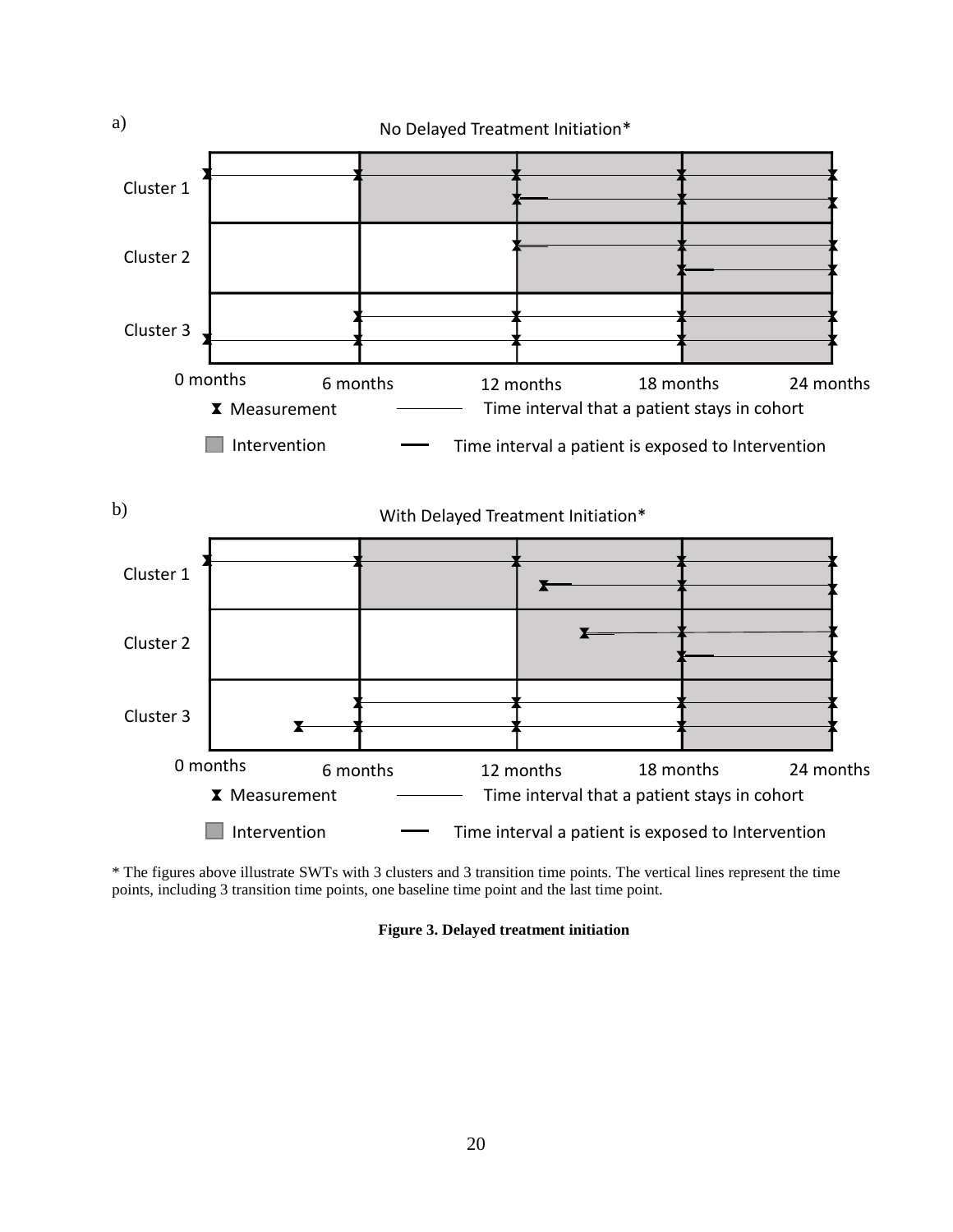a)

No Delayed Treatment Initiation*

Cluster 1

Cluster 2

Cluster 3

0 months

6 months

12 months

18 months

24 months

Measurement

Time interval that a patient stays in cohort

Intervention

Time interval a patient is exposed to Intervention

b)

With Delayed Treatment Initiation*

Cluster 1

Cluster 2

Cluster 3

0 months

6 months

12 months

18 months

24 months

Measurement

Time interval that a patient stays in cohort

Intervention

Time interval a patient is exposed to Intervention

* The figures above illustrate SWTs with 3 clusters and 3 transition time points. The vertical lines represent the time points, including 3 transition time points, one baseline time point and the last time point.

**Figure 3. Delayed treatment initiation**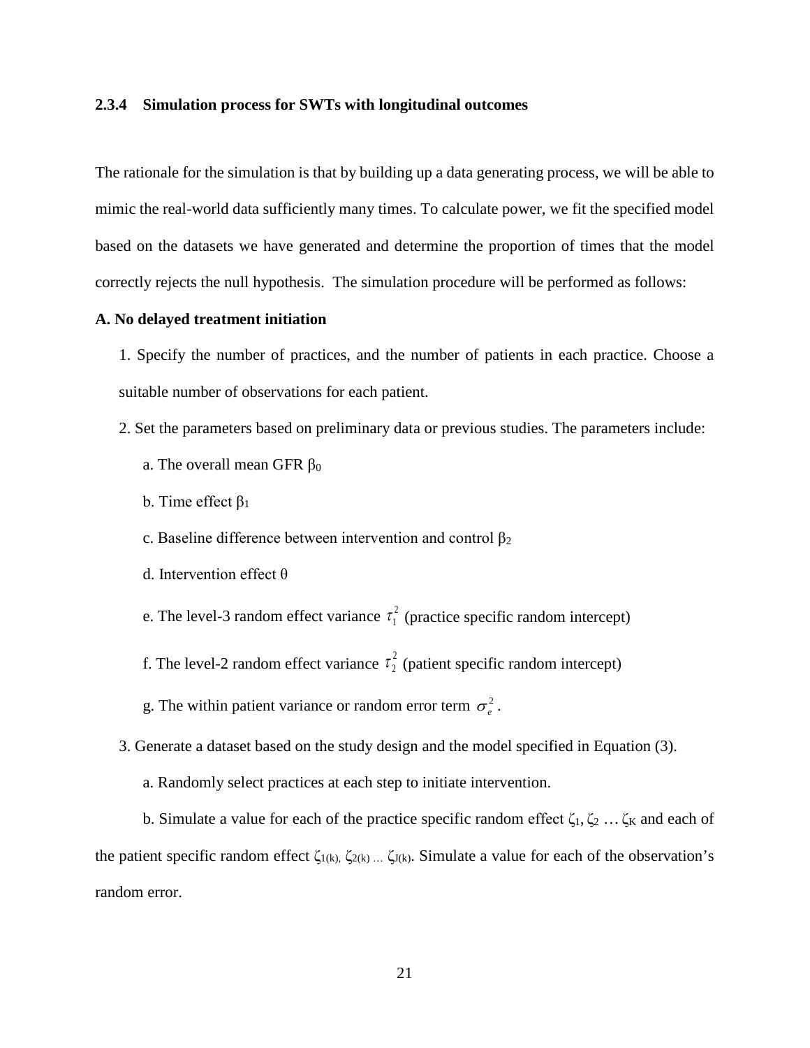### 2.3.4 Simulation process for SWTs with longitudinal outcomes

The rationale for the simulation is that by building up a data generating process, we will be able to mimic the real-world data sufficiently many times. To calculate power, we fit the specified model based on the datasets we have generated and determine the proportion of times that the model correctly rejects the null hypothesis. The simulation procedure will be performed as follows:

**A. No delayed treatment initiation**

1. Specify the number of practices, and the number of patients in each practice. Choose a suitable number of observations for each patient.

2. Set the parameters based on preliminary data or previous studies. The parameters include:

   a. The overall mean GFR $\beta_0$

   b. Time effect $\beta_1$

   c. Baseline difference between intervention and control $\beta_2$

   d. Intervention effect $\theta$

   e. The level-3 random effect variance $\tau_1^2$ (practice specific random intercept)

   f. The level-2 random effect variance $\tau_2^2$ (patient specific random intercept)

   g. The within patient variance or random error term $\sigma_e^2$.

3. Generate a dataset based on the study design and the model specified in Equation (3).

   a. Randomly select practices at each step to initiate intervention.

   b. Simulate a value for each of the practice specific random effect $\zeta_1, \zeta_2 \ldots \zeta_K$ and each of the patient specific random effect $\zeta_{1(k)}, \zeta_{2(k)} \ldots \zeta_{J(k)}$. Simulate a value for each of the observation's random error.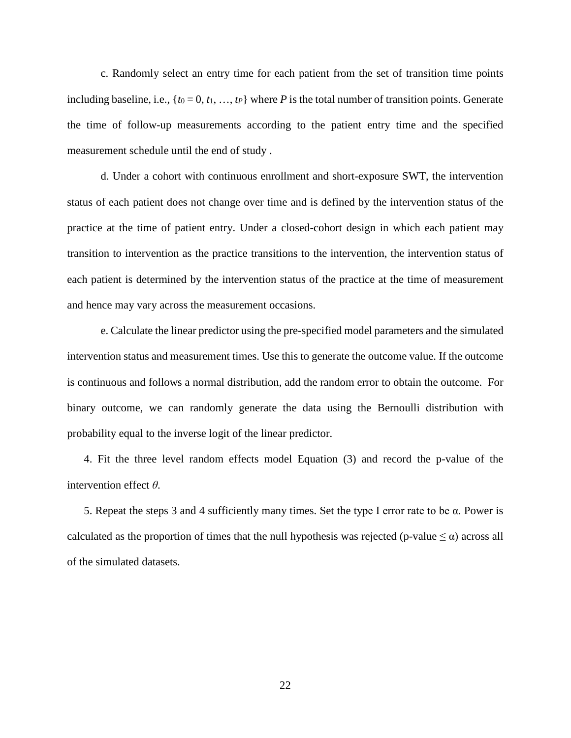c. Randomly select an entry time for each patient from the set of transition time points including baseline, i.e., $\{t_0 = 0, t_1, \ldots, t_P\}$ where $P$ is the total number of transition points. Generate the time of follow-up measurements according to the patient entry time and the specified measurement schedule until the end of study .

d. Under a cohort with continuous enrollment and short-exposure SWT, the intervention status of each patient does not change over time and is defined by the intervention status of the practice at the time of patient entry. Under a closed-cohort design in which each patient may transition to intervention as the practice transitions to the intervention, the intervention status of each patient is determined by the intervention status of the practice at the time of measurement and hence may vary across the measurement occasions.

e. Calculate the linear predictor using the pre-specified model parameters and the simulated intervention status and measurement times. Use this to generate the outcome value. If the outcome is continuous and follows a normal distribution, add the random error to obtain the outcome. For binary outcome, we can randomly generate the data using the Bernoulli distribution with probability equal to the inverse logit of the linear predictor.

4. Fit the three level random effects model Equation (3) and record the p-value of the intervention effect $\theta$.

5. Repeat the steps 3 and 4 sufficiently many times. Set the type I error rate to be $\alpha$. Power is calculated as the proportion of times that the null hypothesis was rejected (p-value $\leq \alpha$) across all of the simulated datasets.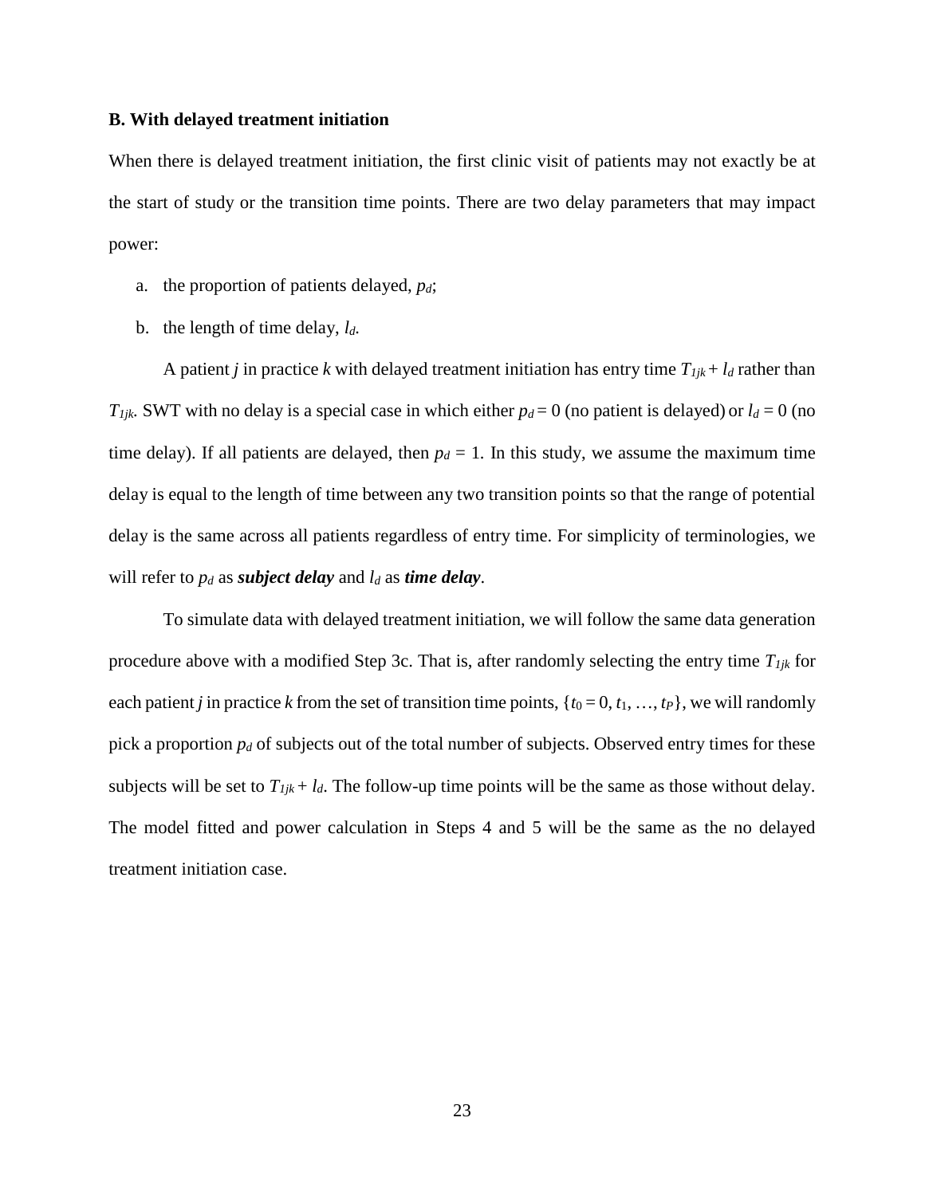### B. With delayed treatment initiation

When there is delayed treatment initiation, the first clinic visit of patients may not exactly be at the start of study or the transition time points. There are two delay parameters that may impact power:

a. the proportion of patients delayed, $p_d$;
b. the length of time delay, $l_d$.

A patient *j* in practice *k* with delayed treatment initiation has entry time $T_{1jk} + l_d$ rather than $T_{1jk}$. SWT with no delay is a special case in which either $p_d = 0$ (no patient is delayed) or $l_d = 0$ (no time delay). If all patients are delayed, then $p_d = 1$. In this study, we assume the maximum time delay is equal to the length of time between any two transition points so that the range of potential delay is the same across all patients regardless of entry time. For simplicity of terminologies, we will refer to $p_d$ as ***subject delay*** and $l_d$ as ***time delay***.

To simulate data with delayed treatment initiation, we will follow the same data generation procedure above with a modified Step 3c. That is, after randomly selecting the entry time $T_{1jk}$ for each patient *j* in practice *k* from the set of transition time points, $\{t_0 = 0, t_1, \ldots, t_P\}$, we will randomly pick a proportion $p_d$ of subjects out of the total number of subjects. Observed entry times for these subjects will be set to $T_{1jk} + l_d$. The follow-up time points will be the same as those without delay. The model fitted and power calculation in Steps 4 and 5 will be the same as the no delayed treatment initiation case.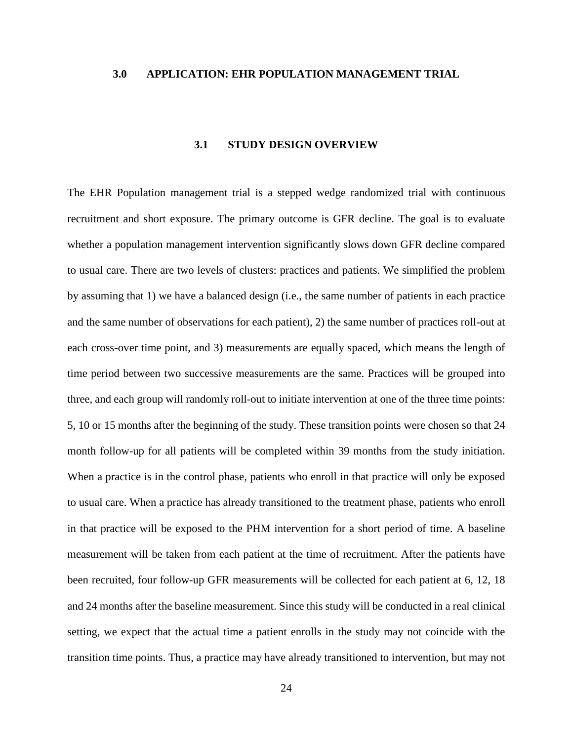# 3.0 APPLICATION: EHR POPULATION MANAGEMENT TRIAL

## 3.1 STUDY DESIGN OVERVIEW

The EHR Population management trial is a stepped wedge randomized trial with continuous recruitment and short exposure. The primary outcome is GFR decline. The goal is to evaluate whether a population management intervention significantly slows down GFR decline compared to usual care. There are two levels of clusters: practices and patients. We simplified the problem by assuming that 1) we have a balanced design (i.e., the same number of patients in each practice and the same number of observations for each patient), 2) the same number of practices roll-out at each cross-over time point, and 3) measurements are equally spaced, which means the length of time period between two successive measurements are the same. Practices will be grouped into three, and each group will randomly roll-out to initiate intervention at one of the three time points: 5, 10 or 15 months after the beginning of the study. These transition points were chosen so that 24 month follow-up for all patients will be completed within 39 months from the study initiation. When a practice is in the control phase, patients who enroll in that practice will only be exposed to usual care. When a practice has already transitioned to the treatment phase, patients who enroll in that practice will be exposed to the PHM intervention for a short period of time. A baseline measurement will be taken from each patient at the time of recruitment. After the patients have been recruited, four follow-up GFR measurements will be collected for each patient at 6, 12, 18 and 24 months after the baseline measurement. Since this study will be conducted in a real clinical setting, we expect that the actual time a patient enrolls in the study may not coincide with the transition time points. Thus, a practice may have already transitioned to intervention, but may not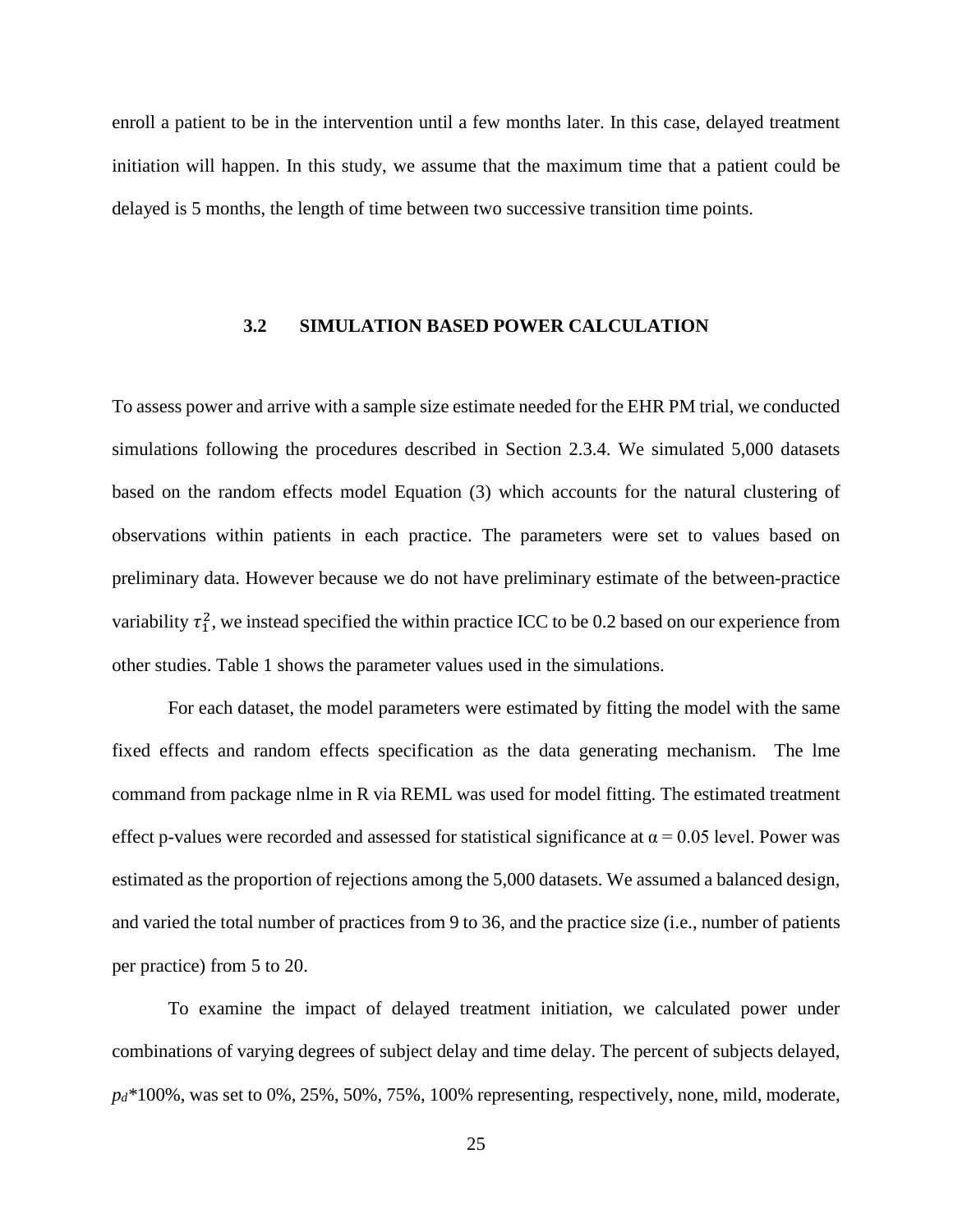enroll a patient to be in the intervention until a few months later. In this case, delayed treatment initiation will happen. In this study, we assume that the maximum time that a patient could be delayed is 5 months, the length of time between two successive transition time points.

### 3.2 SIMULATION BASED POWER CALCULATION

To assess power and arrive with a sample size estimate needed for the EHR PM trial, we conducted simulations following the procedures described in Section 2.3.4. We simulated 5,000 datasets based on the random effects model Equation (3) which accounts for the natural clustering of observations within patients in each practice. The parameters were set to values based on preliminary data. However because we do not have preliminary estimate of the between-practice variability $\tau_1^2$, we instead specified the within practice ICC to be 0.2 based on our experience from other studies. Table 1 shows the parameter values used in the simulations.

For each dataset, the model parameters were estimated by fitting the model with the same fixed effects and random effects specification as the data generating mechanism. The lme command from package nlme in R via REML was used for model fitting. The estimated treatment effect p-values were recorded and assessed for statistical significance at $\alpha = 0.05$ level. Power was estimated as the proportion of rejections among the 5,000 datasets. We assumed a balanced design, and varied the total number of practices from 9 to 36, and the practice size (i.e., number of patients per practice) from 5 to 20.

To examine the impact of delayed treatment initiation, we calculated power under combinations of varying degrees of subject delay and time delay. The percent of subjects delayed, $p_d$*100%, was set to 0%, 25%, 50%, 75%, 100% representing, respectively, none, mild, moderate,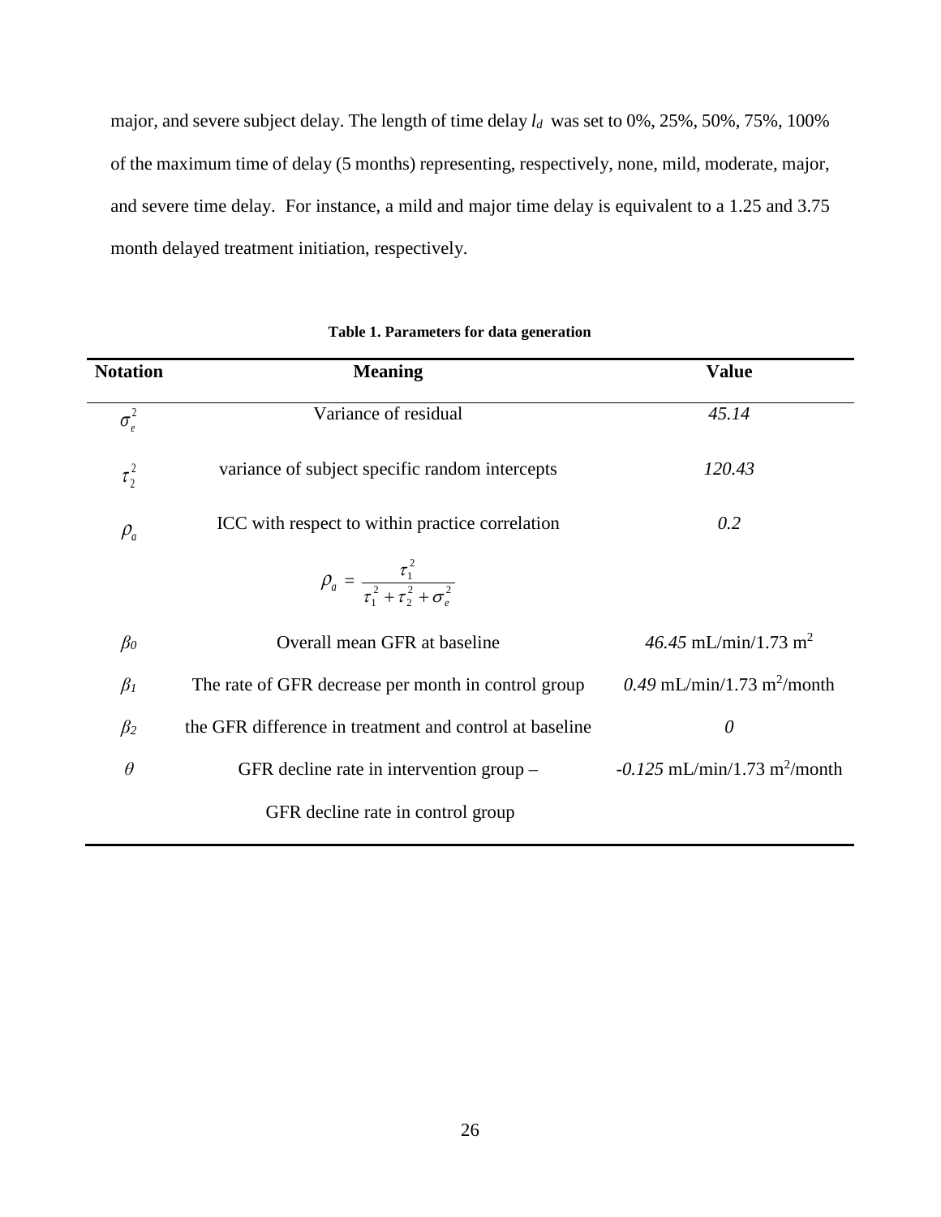major, and severe subject delay. The length of time delay $l_d$ was set to 0%, 25%, 50%, 75%, 100% of the maximum time of delay (5 months) representing, respectively, none, mild, moderate, major, and severe time delay. For instance, a mild and major time delay is equivalent to a 1.25 and 3.75 month delayed treatment initiation, respectively.

**Table 1. Parameters for data generation**

| Notation | Meaning | Value |
|---|---|---|
| $\sigma_e^2$ | Variance of residual | *45.14* |
| $\tau_2^2$ | variance of subject specific random intercepts | *120.43* |
| $\rho_a$ | ICC with respect to within practice correlation $\rho_a = \frac{\tau_1^2}{\tau_1^2 + \tau_2^2 + \sigma_e^2}$ | *0.2* |
| $\beta_0$ | Overall mean GFR at baseline | *46.45* mL/min/1.73 $m^2$ |
| $\beta_1$ | The rate of GFR decrease per month in control group | *0.49* mL/min/1.73 $m^2$/month |
| $\beta_2$ | the GFR difference in treatment and control at baseline | *0* |
| $\theta$ | GFR decline rate in intervention group – GFR decline rate in control group | *-0.125* mL/min/1.73 $m^2$/month |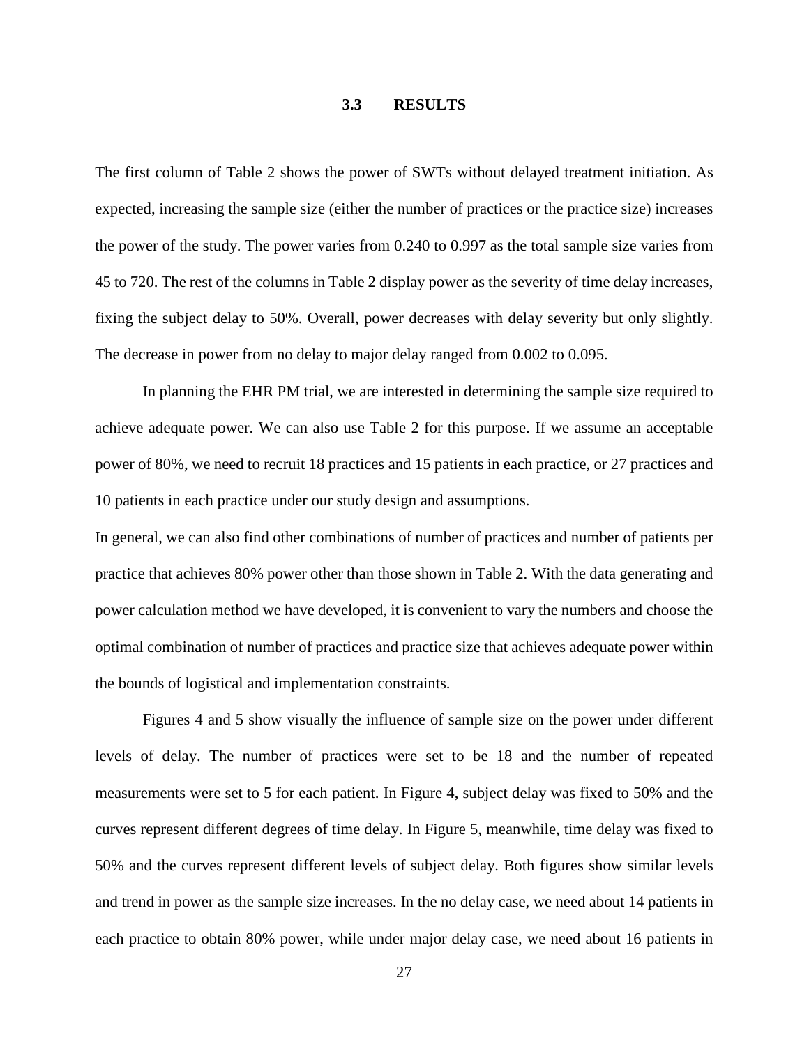### 3.3 RESULTS

The first column of Table 2 shows the power of SWTs without delayed treatment initiation. As expected, increasing the sample size (either the number of practices or the practice size) increases the power of the study. The power varies from 0.240 to 0.997 as the total sample size varies from 45 to 720. The rest of the columns in Table 2 display power as the severity of time delay increases, fixing the subject delay to 50%. Overall, power decreases with delay severity but only slightly. The decrease in power from no delay to major delay ranged from 0.002 to 0.095.

In planning the EHR PM trial, we are interested in determining the sample size required to achieve adequate power. We can also use Table 2 for this purpose. If we assume an acceptable power of 80%, we need to recruit 18 practices and 15 patients in each practice, or 27 practices and 10 patients in each practice under our study design and assumptions.

In general, we can also find other combinations of number of practices and number of patients per practice that achieves 80% power other than those shown in Table 2. With the data generating and power calculation method we have developed, it is convenient to vary the numbers and choose the optimal combination of number of practices and practice size that achieves adequate power within the bounds of logistical and implementation constraints.

Figures 4 and 5 show visually the influence of sample size on the power under different levels of delay. The number of practices were set to be 18 and the number of repeated measurements were set to 5 for each patient. In Figure 4, subject delay was fixed to 50% and the curves represent different degrees of time delay. In Figure 5, meanwhile, time delay was fixed to 50% and the curves represent different levels of subject delay. Both figures show similar levels and trend in power as the sample size increases. In the no delay case, we need about 14 patients in each practice to obtain 80% power, while under major delay case, we need about 16 patients in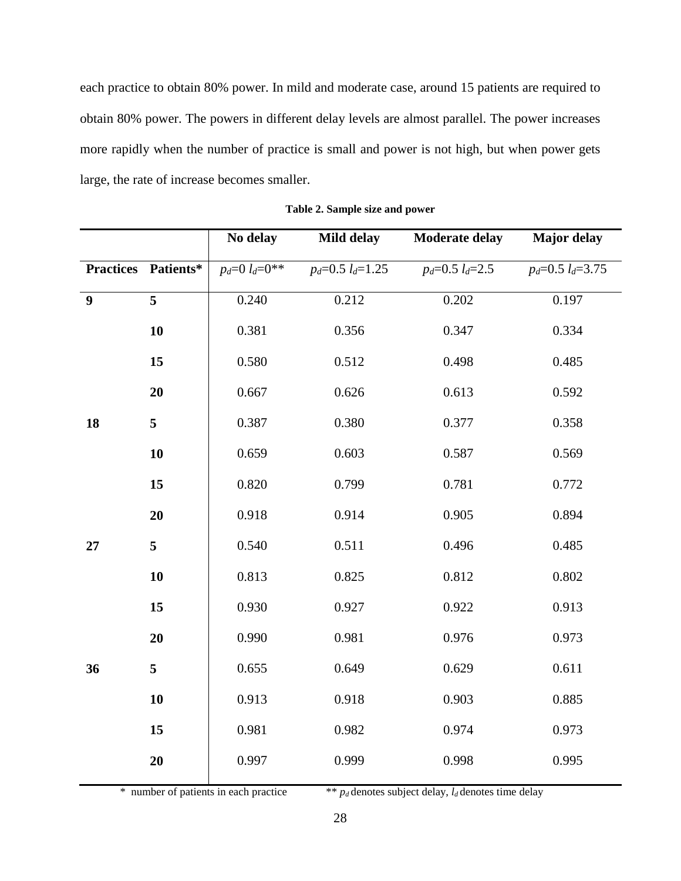each practice to obtain 80% power. In mild and moderate case, around 15 patients are required to obtain 80% power. The powers in different delay levels are almost parallel. The power increases more rapidly when the number of practice is small and power is not high, but when power gets large, the rate of increase becomes smaller.

**Table 2. Sample size and power**

| | | No delay | Mild delay | Moderate delay | Major delay |
|---|---|---|---|---|---|
| **Practices** | **Patients*** | $p_d$=0 $l_d$=0** | $p_d$=0.5 $l_d$=1.25 | $p_d$=0.5 $l_d$=2.5 | $p_d$=0.5 $l_d$=3.75 |
| **9** | **5** | 0.240 | 0.212 | 0.202 | 0.197 |
| | **10** | 0.381 | 0.356 | 0.347 | 0.334 |
| | **15** | 0.580 | 0.512 | 0.498 | 0.485 |
| | **20** | 0.667 | 0.626 | 0.613 | 0.592 |
| **18** | **5** | 0.387 | 0.380 | 0.377 | 0.358 |
| | **10** | 0.659 | 0.603 | 0.587 | 0.569 |
| | **15** | 0.820 | 0.799 | 0.781 | 0.772 |
| | **20** | 0.918 | 0.914 | 0.905 | 0.894 |
| **27** | **5** | 0.540 | 0.511 | 0.496 | 0.485 |
| | **10** | 0.813 | 0.825 | 0.812 | 0.802 |
| | **15** | 0.930 | 0.927 | 0.922 | 0.913 |
| | **20** | 0.990 | 0.981 | 0.976 | 0.973 |
| **36** | **5** | 0.655 | 0.649 | 0.629 | 0.611 |
| | **10** | 0.913 | 0.918 | 0.903 | 0.885 |
| | **15** | 0.981 | 0.982 | 0.974 | 0.973 |
| | **20** | 0.997 | 0.999 | 0.998 | 0.995 |

\* number of patients in each practice ** $p_d$ denotes subject delay, $l_d$ denotes time delay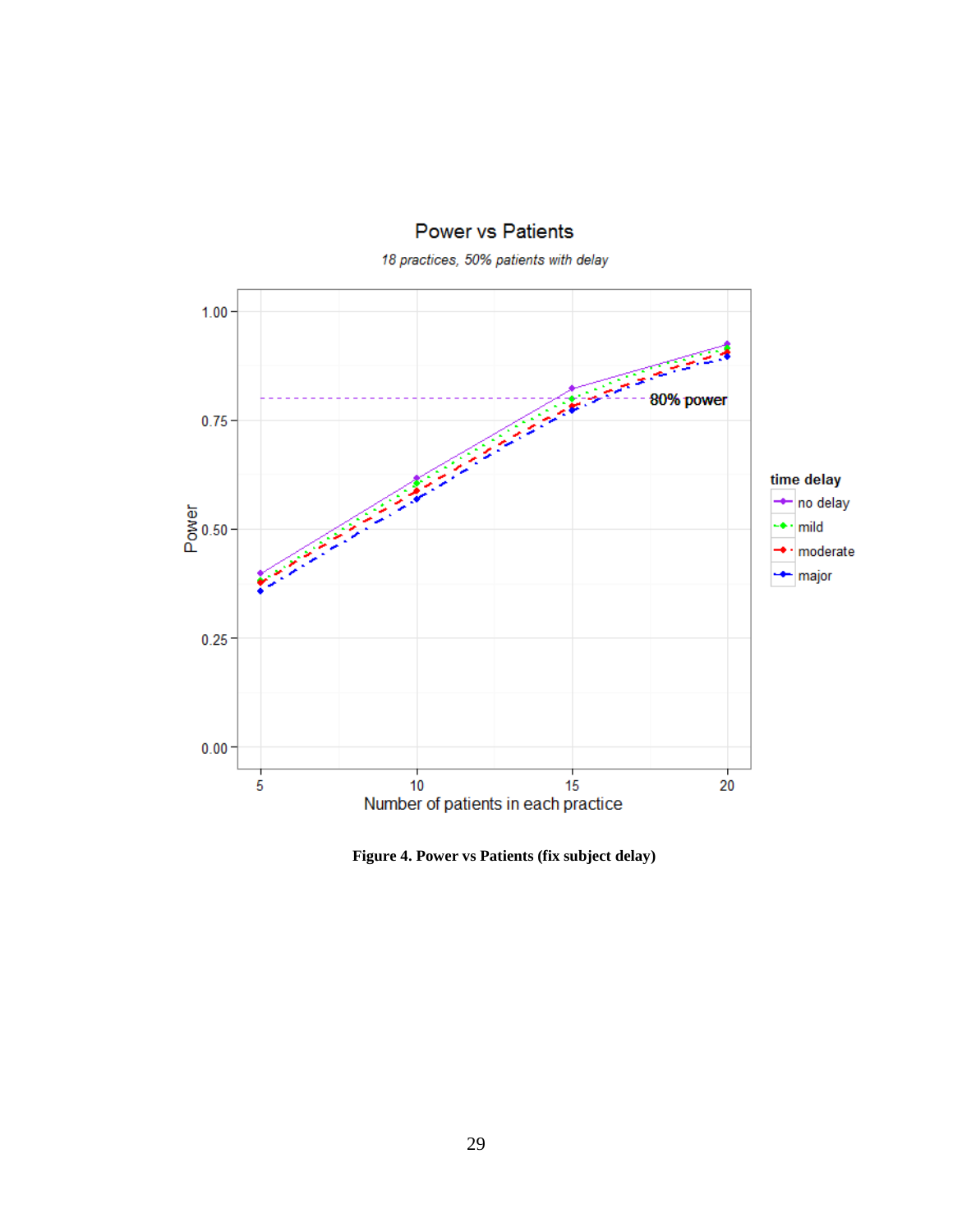Power vs Patients

*18 practices, 50% patients with delay*

Power

1.00

0.75

0.50

0.25

0.00

80% power

5

10

15

20

Number of patients in each practice

time delay

no delay

mild

moderate

major

**Figure 4. Power vs Patients (fix subject delay)**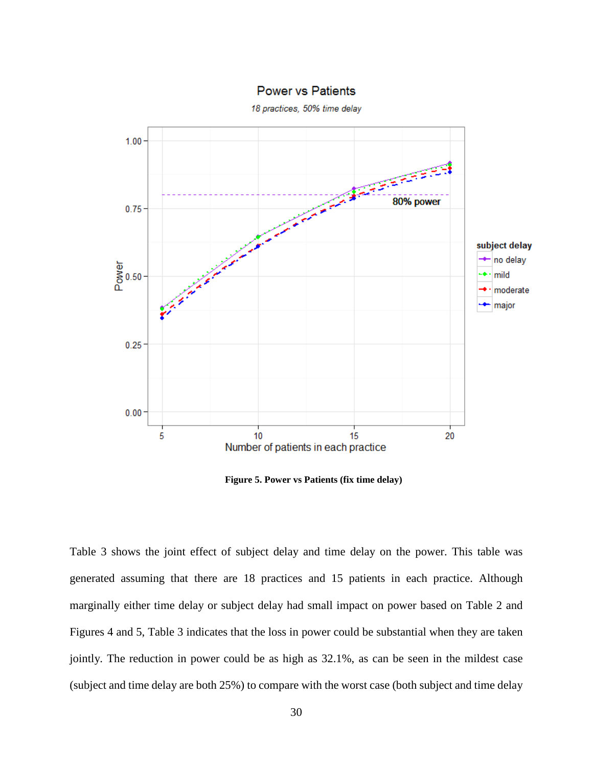Power vs Patients

18 practices, 50% time delay

Power

1.00

0.75

0.50

0.25

0.00

5

10

15

20

Number of patients in each practice

80% power

subject delay

no delay

mild

moderate

major

**Figure 5. Power vs Patients (fix time delay)**

Table 3 shows the joint effect of subject delay and time delay on the power. This table was generated assuming that there are 18 practices and 15 patients in each practice. Although marginally either time delay or subject delay had small impact on power based on Table 2 and Figures 4 and 5, Table 3 indicates that the loss in power could be substantial when they are taken jointly. The reduction in power could be as high as 32.1%, as can be seen in the mildest case (subject and time delay are both 25%) to compare with the worst case (both subject and time delay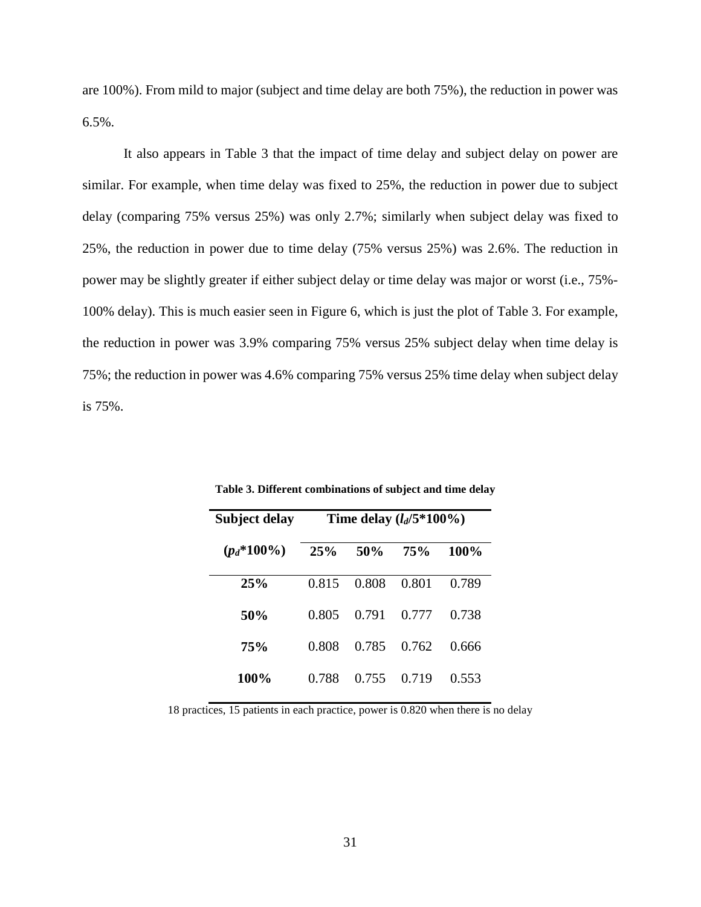are 100%). From mild to major (subject and time delay are both 75%), the reduction in power was 6.5%.

It also appears in Table 3 that the impact of time delay and subject delay on power are similar. For example, when time delay was fixed to 25%, the reduction in power due to subject delay (comparing 75% versus 25%) was only 2.7%; similarly when subject delay was fixed to 25%, the reduction in power due to time delay (75% versus 25%) was 2.6%. The reduction in power may be slightly greater if either subject delay or time delay was major or worst (i.e., 75%-100% delay). This is much easier seen in Figure 6, which is just the plot of Table 3. For example, the reduction in power was 3.9% comparing 75% versus 25% subject delay when time delay is 75%; the reduction in power was 4.6% comparing 75% versus 25% time delay when subject delay is 75%.

**Table 3. Different combinations of subject and time delay**

| **Subject delay** | **Time delay ($l_d$/5*100%)** | | | |
|---|---|---|---|---|
| **($p_d$*100%)** | **25%** | **50%** | **75%** | **100%** |
| **25%** | 0.815 | 0.808 | 0.801 | 0.789 |
| **50%** | 0.805 | 0.791 | 0.777 | 0.738 |
| **75%** | 0.808 | 0.785 | 0.762 | 0.666 |
| **100%** | 0.788 | 0.755 | 0.719 | 0.553 |

18 practices, 15 patients in each practice, power is 0.820 when there is no delay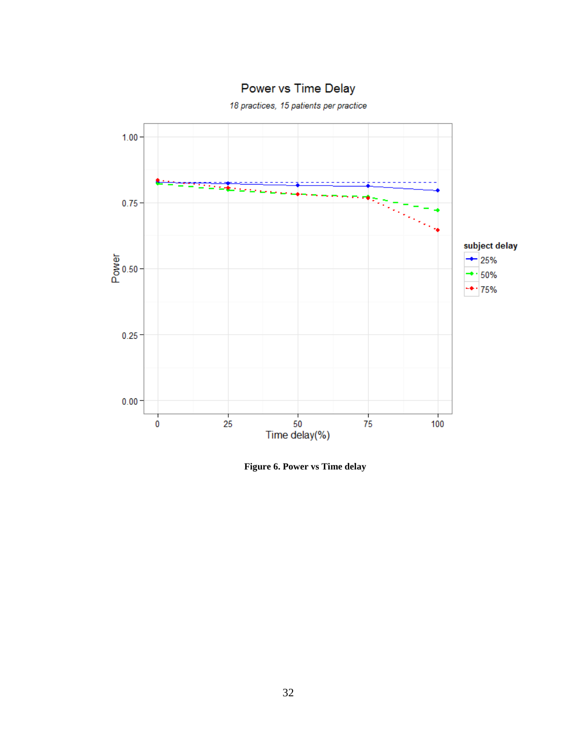Power vs Time Delay

*18 practices, 15 patients per practice*

Power

1.00

0.75

0.50

0.25

0.00

0

25

50

75

100

Time delay(%)

subject delay

25%

50%

75%

**Figure 6. Power vs Time delay**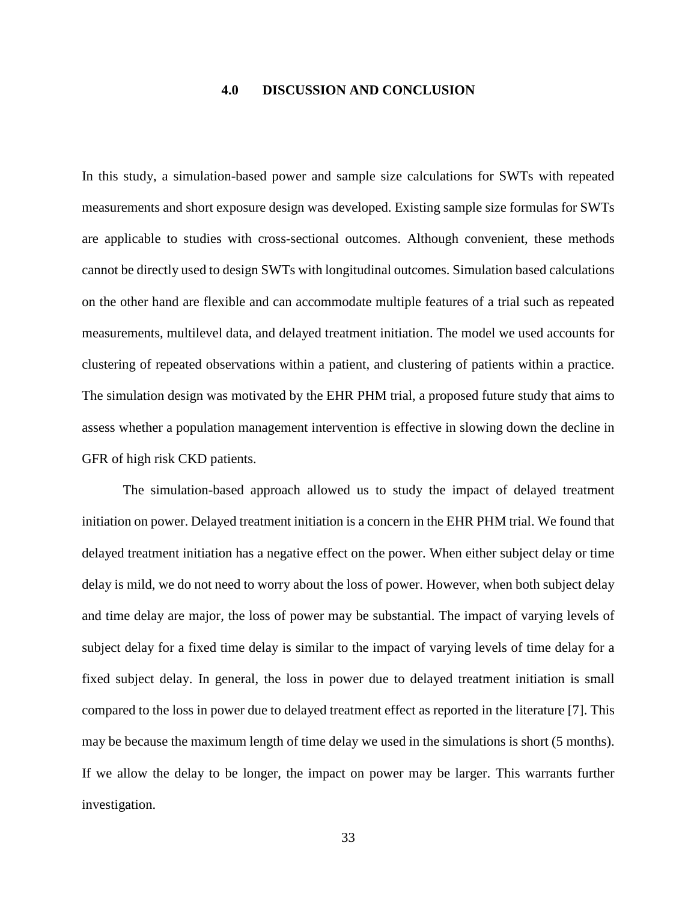# 4.0 DISCUSSION AND CONCLUSION

In this study, a simulation-based power and sample size calculations for SWTs with repeated measurements and short exposure design was developed. Existing sample size formulas for SWTs are applicable to studies with cross-sectional outcomes. Although convenient, these methods cannot be directly used to design SWTs with longitudinal outcomes. Simulation based calculations on the other hand are flexible and can accommodate multiple features of a trial such as repeated measurements, multilevel data, and delayed treatment initiation. The model we used accounts for clustering of repeated observations within a patient, and clustering of patients within a practice. The simulation design was motivated by the EHR PHM trial, a proposed future study that aims to assess whether a population management intervention is effective in slowing down the decline in GFR of high risk CKD patients.

The simulation-based approach allowed us to study the impact of delayed treatment initiation on power. Delayed treatment initiation is a concern in the EHR PHM trial. We found that delayed treatment initiation has a negative effect on the power. When either subject delay or time delay is mild, we do not need to worry about the loss of power. However, when both subject delay and time delay are major, the loss of power may be substantial. The impact of varying levels of subject delay for a fixed time delay is similar to the impact of varying levels of time delay for a fixed subject delay. In general, the loss in power due to delayed treatment initiation is small compared to the loss in power due to delayed treatment effect as reported in the literature [7]. This may be because the maximum length of time delay we used in the simulations is short (5 months). If we allow the delay to be longer, the impact on power may be larger. This warrants further investigation.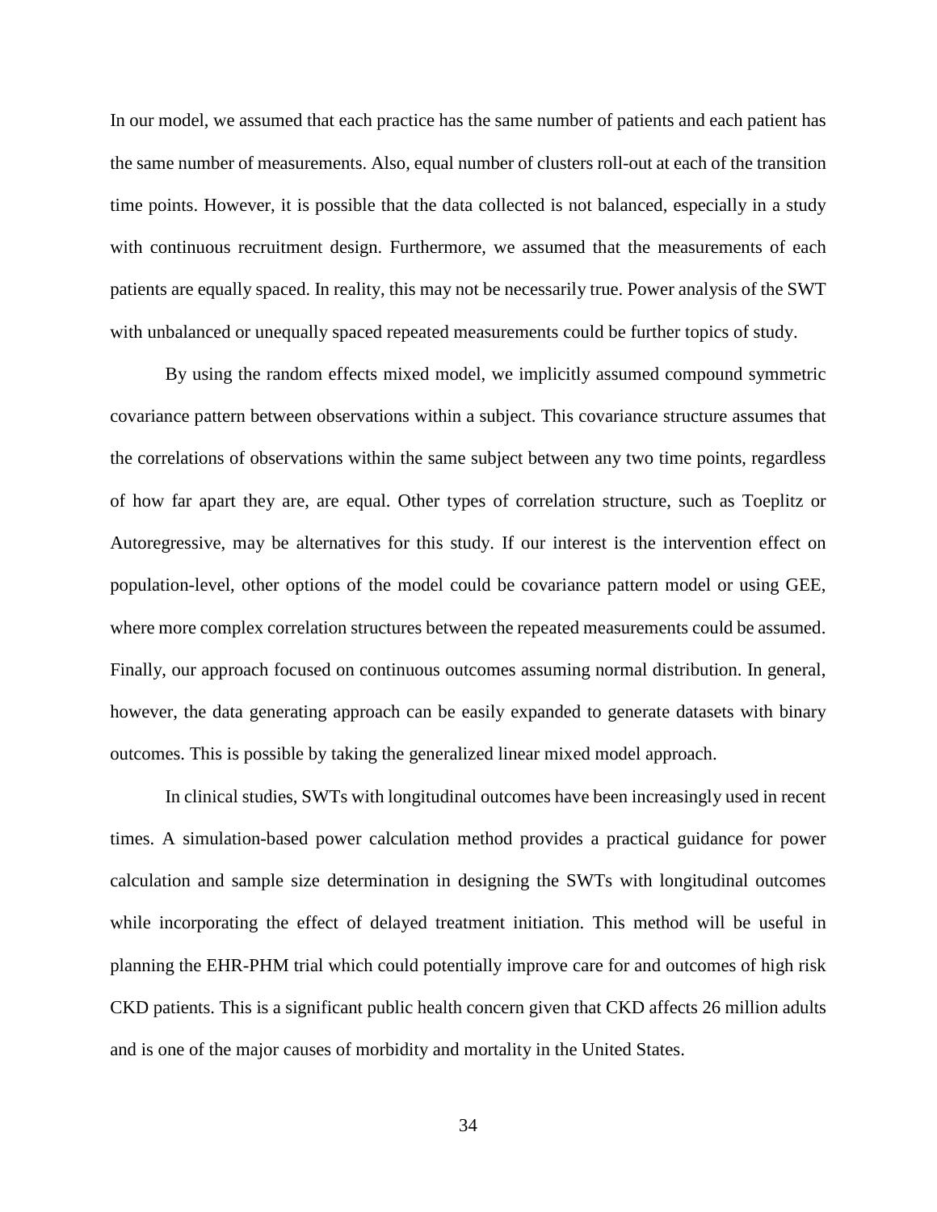In our model, we assumed that each practice has the same number of patients and each patient has the same number of measurements. Also, equal number of clusters roll-out at each of the transition time points. However, it is possible that the data collected is not balanced, especially in a study with continuous recruitment design. Furthermore, we assumed that the measurements of each patients are equally spaced. In reality, this may not be necessarily true. Power analysis of the SWT with unbalanced or unequally spaced repeated measurements could be further topics of study.

By using the random effects mixed model, we implicitly assumed compound symmetric covariance pattern between observations within a subject. This covariance structure assumes that the correlations of observations within the same subject between any two time points, regardless of how far apart they are, are equal. Other types of correlation structure, such as Toeplitz or Autoregressive, may be alternatives for this study. If our interest is the intervention effect on population-level, other options of the model could be covariance pattern model or using GEE, where more complex correlation structures between the repeated measurements could be assumed. Finally, our approach focused on continuous outcomes assuming normal distribution. In general, however, the data generating approach can be easily expanded to generate datasets with binary outcomes. This is possible by taking the generalized linear mixed model approach.

In clinical studies, SWTs with longitudinal outcomes have been increasingly used in recent times. A simulation-based power calculation method provides a practical guidance for power calculation and sample size determination in designing the SWTs with longitudinal outcomes while incorporating the effect of delayed treatment initiation. This method will be useful in planning the EHR-PHM trial which could potentially improve care for and outcomes of high risk CKD patients. This is a significant public health concern given that CKD affects 26 million adults and is one of the major causes of morbidity and mortality in the United States.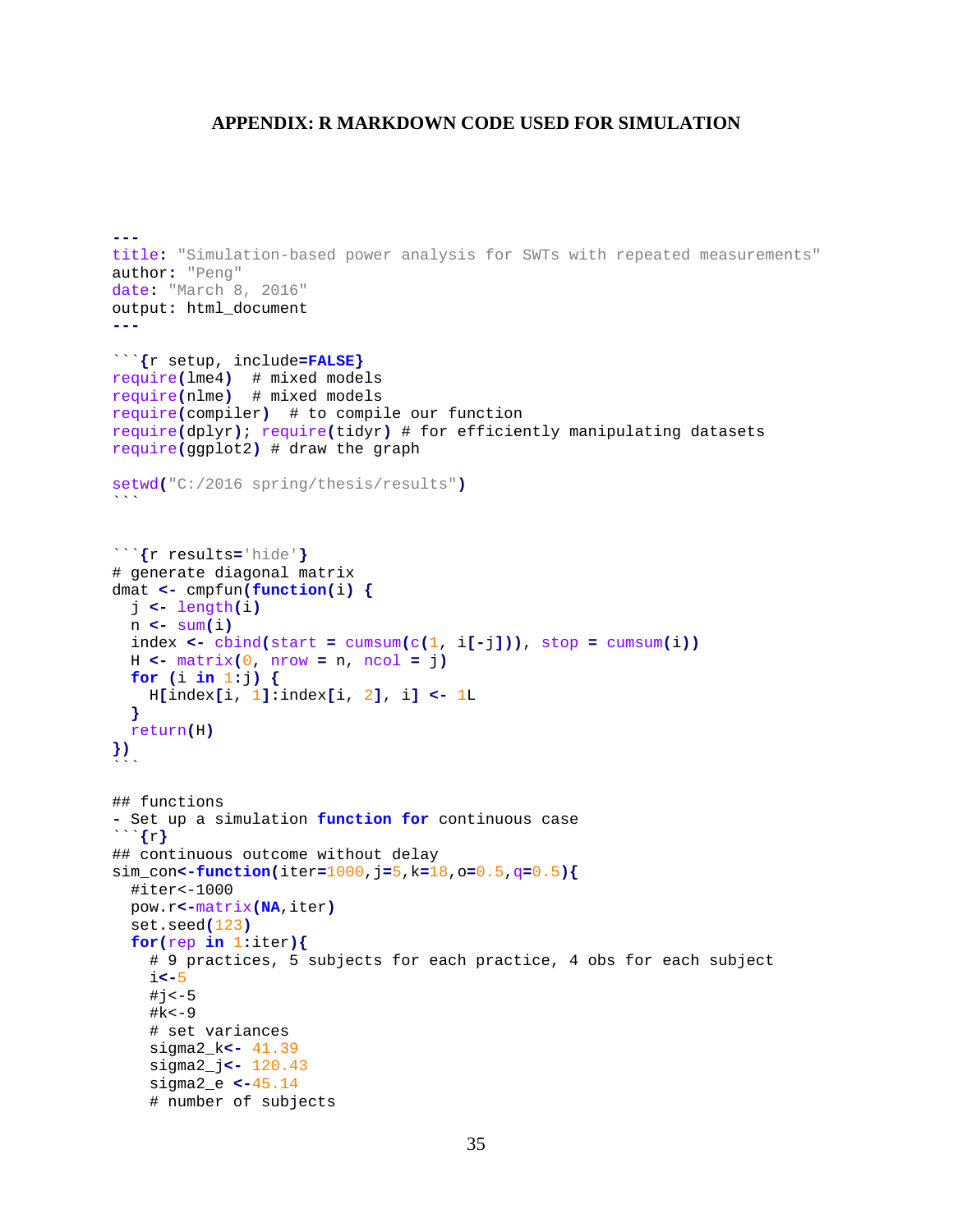**APPENDIX: R MARKDOWN CODE USED FOR SIMULATION**

````
---
title: "Simulation-based power analysis for SWTs with repeated measurements"
author: "Peng"
date: "March 8, 2016"
output: html_document
---

```{r setup, include=FALSE}
require(lme4)  # mixed models
require(nlme)  # mixed models
require(compiler)  # to compile our function
require(dplyr); require(tidyr) # for efficiently manipulating datasets
require(ggplot2) # draw the graph

setwd("C:/2016 spring/thesis/results")
```


```{r results='hide'}
# generate diagonal matrix
dmat <- cmpfun(function(i) {
  j <- length(i)
  n <- sum(i)
  index <- cbind(start = cumsum(c(1, i[-j])), stop = cumsum(i))
  H <- matrix(0, nrow = n, ncol = j)
  for (i in 1:j) {
    H[index[i, 1]:index[i, 2], i] <- 1L
  }
  return(H)
})
```

## functions
- Set up a simulation function for continuous case
```{r}
## continuous outcome without delay
sim_con<-function(iter=1000,j=5,k=18,o=0.5,q=0.5){
  #iter<-1000
  pow.r<-matrix(NA,iter)
  set.seed(123)
  for(rep in 1:iter){
    # 9 practices, 5 subjects for each practice, 4 obs for each subject
    i<-5
    #j<-5
    #k<-9
    # set variances
    sigma2_k<- 41.39
    sigma2_j<- 120.43
    sigma2_e <-45.14
    # number of subjects
````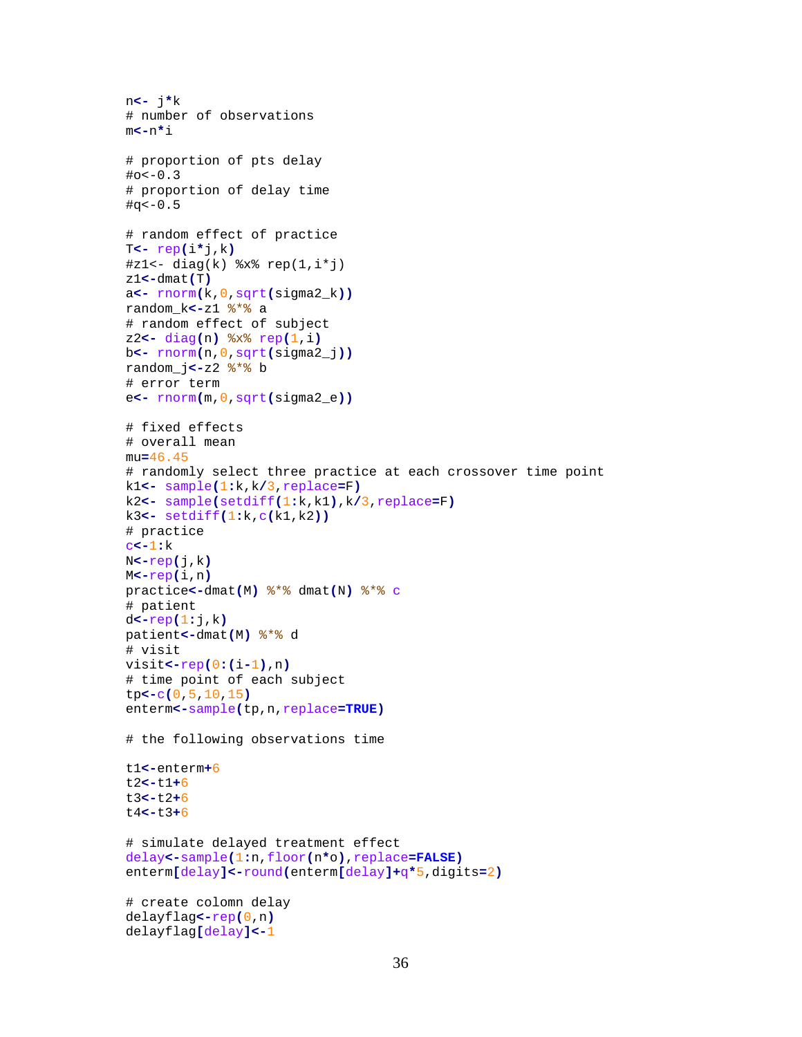```
n<- j*k
# number of observations
m<-n*i

# proportion of pts delay
#o<-0.3
# proportion of delay time
#q<-0.5

# random effect of practice
T<- rep(i*j,k)
#z1<- diag(k) %x% rep(1,i*j)
z1<-dmat(T)
a<- rnorm(k,0,sqrt(sigma2_k))
random_k<-z1 %*% a
# random effect of subject
z2<- diag(n) %x% rep(1,i)
b<- rnorm(n,0,sqrt(sigma2_j))
random_j<-z2 %*% b
# error term
e<- rnorm(m,0,sqrt(sigma2_e))

# fixed effects
# overall mean
mu=46.45
# randomly select three practice at each crossover time point
k1<- sample(1:k,k/3,replace=F)
k2<- sample(setdiff(1:k,k1),k/3,replace=F)
k3<- setdiff(1:k,c(k1,k2))
# practice
c<-1:k
N<-rep(j,k)
M<-rep(i,n)
practice<-dmat(M) %*% dmat(N) %*% c
# patient
d<-rep(1:j,k)
patient<-dmat(M) %*% d
# visit
visit<-rep(0:(i-1),n)
# time point of each subject
tp<-c(0,5,10,15)
enterm<-sample(tp,n,replace=TRUE)

# the following observations time

t1<-enterm+6
t2<-t1+6
t3<-t2+6
t4<-t3+6

# simulate delayed treatment effect
delay<-sample(1:n,floor(n*o),replace=FALSE)
enterm[delay]<-round(enterm[delay]+q*5,digits=2)

# create colomn delay
delayflag<-rep(0,n)
delayflag[delay]<-1
```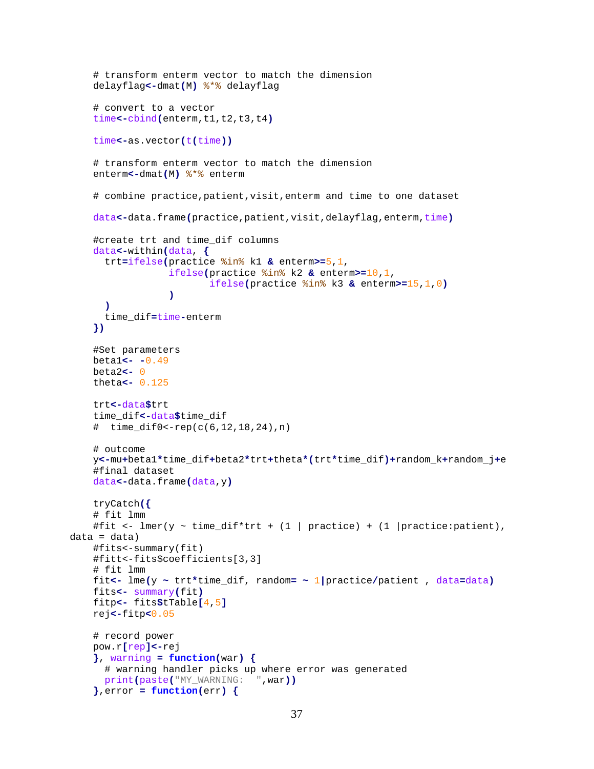```
    # transform enterm vector to match the dimension
    delayflag<-dmat(M) %*% delayflag

    # convert to a vector
    time<-cbind(enterm,t1,t2,t3,t4)

    time<-as.vector(t(time))

    # transform enterm vector to match the dimension
    enterm<-dmat(M) %*% enterm

    # combine practice,patient,visit,enterm and time to one dataset

    data<-data.frame(practice,patient,visit,delayflag,enterm,time)

    #create trt and time_dif columns
    data<-within(data, {
      trt=ifelse(practice %in% k1 & enterm>=5,1,
                 ifelse(practice %in% k2 & enterm>=10,1,
                        ifelse(practice %in% k3 & enterm>=15,1,0)
                 )
      )
      time_dif=time-enterm
    })

    #Set parameters
    beta1<- -0.49
    beta2<- 0
    theta<- 0.125

    trt<-data$trt
    time_dif<-data$time_dif
    #  time_dif0<-rep(c(6,12,18,24),n)

    # outcome
    y<-mu+beta1*time_dif+beta2*trt+theta*(trt*time_dif)+random_k+random_j+e
    #final dataset
    data<-data.frame(data,y)

    tryCatch({
    # fit lmm
    #fit <- lmer(y ~ time_dif*trt + (1 | practice) + (1 |practice:patient),
data = data)
    #fits<-summary(fit)
    #fitt<-fits$coefficients[3,3]
    # fit lmm
    fit<- lme(y ~ trt*time_dif, random= ~ 1|practice/patient , data=data)
    fits<- summary(fit)
    fitp<- fits$tTable[4,5]
    rej<-fitp<0.05

    # record power
    pow.r[rep]<-rej
    }, warning = function(war) {
      # warning handler picks up where error was generated
      print(paste("MY_WARNING:  ",war))
    },error = function(err) {
```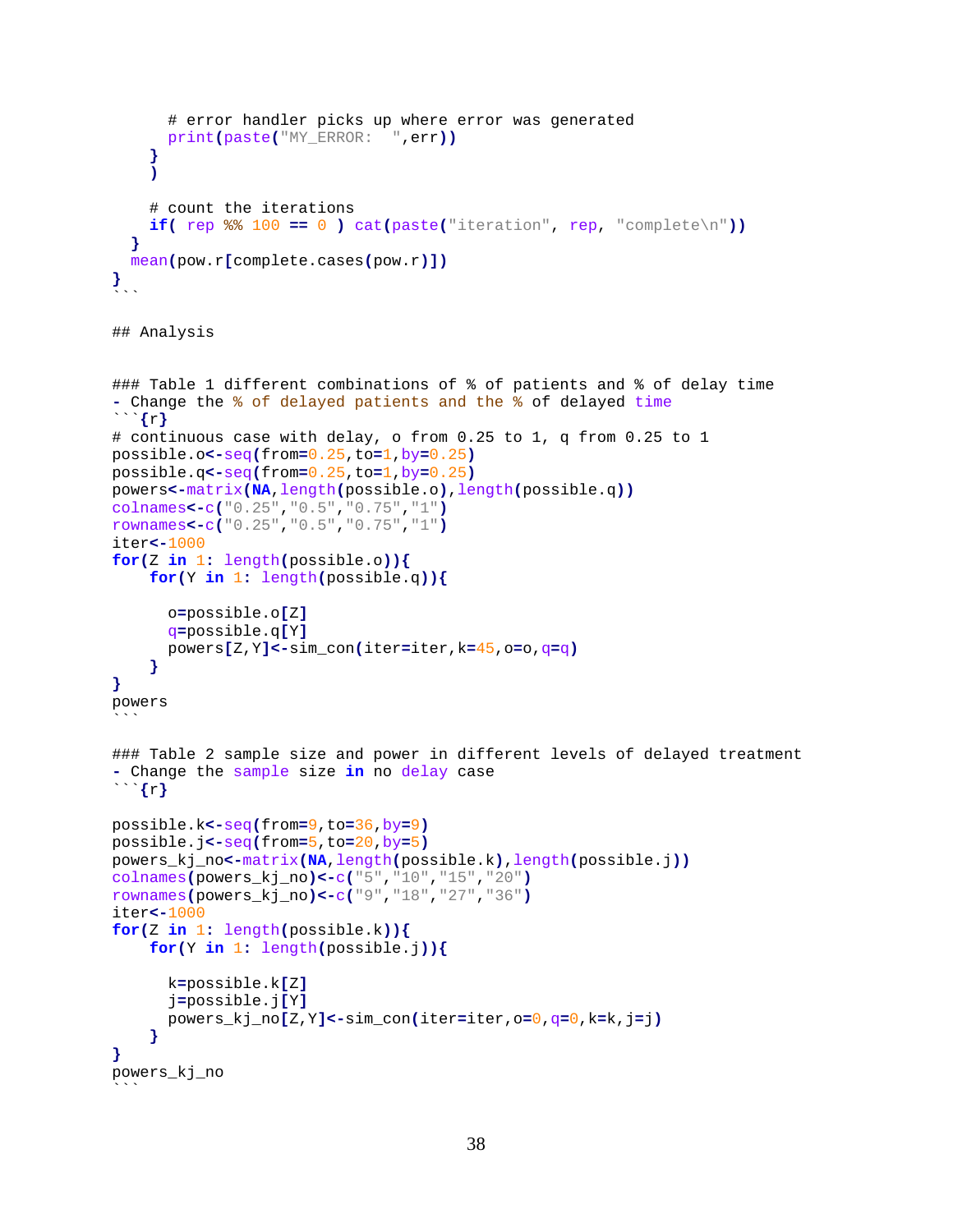```
      # error handler picks up where error was generated
      print(paste("MY_ERROR:  ",err))
    }
    )

    # count the iterations
    if( rep %% 100 == 0 ) cat(paste("iteration", rep, "complete\n"))
  }
  mean(pow.r[complete.cases(pow.r)])
}
```

## Analysis

### Table 1 different combinations of % of patients and % of delay time

- Change the % of delayed patients and the % of delayed time

```{r}
# continuous case with delay, o from 0.25 to 1, q from 0.25 to 1
possible.o<-seq(from=0.25,to=1,by=0.25)
possible.q<-seq(from=0.25,to=1,by=0.25)
powers<-matrix(NA,length(possible.o),length(possible.q))
colnames<-c("0.25","0.5","0.75","1")
rownames<-c("0.25","0.5","0.75","1")
iter<-1000
for(Z in 1: length(possible.o)){
    for(Y in 1: length(possible.q)){

      o=possible.o[Z]
      q=possible.q[Y]
      powers[Z,Y]<-sim_con(iter=iter,k=45,o=o,q=q)
    }
}
powers
```

### Table 2 sample size and power in different levels of delayed treatment

- Change the sample size in no delay case

```{r}

possible.k<-seq(from=9,to=36,by=9)
possible.j<-seq(from=5,to=20,by=5)
powers_kj_no<-matrix(NA,length(possible.k),length(possible.j))
colnames(powers_kj_no)<-c("5","10","15","20")
rownames(powers_kj_no)<-c("9","18","27","36")
iter<-1000
for(Z in 1: length(possible.k)){
    for(Y in 1: length(possible.j)){

      k=possible.k[Z]
      j=possible.j[Y]
      powers_kj_no[Z,Y]<-sim_con(iter=iter,o=0,q=0,k=k,j=j)
    }
}
powers_kj_no
```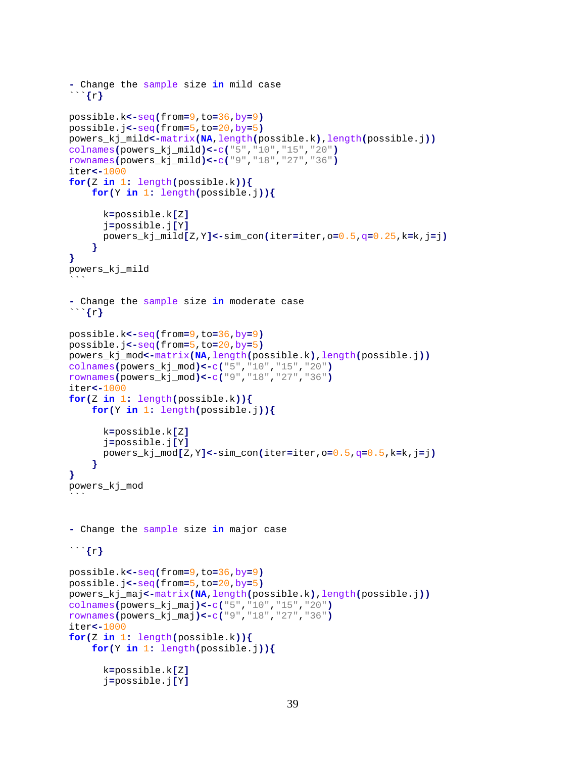- Change the sample size in mild case

```{r}

possible.k<-seq(from=9,to=36,by=9)
possible.j<-seq(from=5,to=20,by=5)
powers_kj_mild<-matrix(NA,length(possible.k),length(possible.j))
colnames(powers_kj_mild)<-c("5","10","15","20")
rownames(powers_kj_mild)<-c("9","18","27","36")
iter<-1000
for(Z in 1: length(possible.k)){
    for(Y in 1: length(possible.j)){

      k=possible.k[Z]
      j=possible.j[Y]
      powers_kj_mild[Z,Y]<-sim_con(iter=iter,o=0.5,q=0.25,k=k,j=j)
    }
}
powers_kj_mild
```

- Change the sample size in moderate case

```{r}

possible.k<-seq(from=9,to=36,by=9)
possible.j<-seq(from=5,to=20,by=5)
powers_kj_mod<-matrix(NA,length(possible.k),length(possible.j))
colnames(powers_kj_mod)<-c("5","10","15","20")
rownames(powers_kj_mod)<-c("9","18","27","36")
iter<-1000
for(Z in 1: length(possible.k)){
    for(Y in 1: length(possible.j)){

      k=possible.k[Z]
      j=possible.j[Y]
      powers_kj_mod[Z,Y]<-sim_con(iter=iter,o=0.5,q=0.5,k=k,j=j)
    }
}
powers_kj_mod
```

- Change the sample size in major case

```{r}

possible.k<-seq(from=9,to=36,by=9)
possible.j<-seq(from=5,to=20,by=5)
powers_kj_maj<-matrix(NA,length(possible.k),length(possible.j))
colnames(powers_kj_maj)<-c("5","10","15","20")
rownames(powers_kj_maj)<-c("9","18","27","36")
iter<-1000
for(Z in 1: length(possible.k)){
    for(Y in 1: length(possible.j)){

      k=possible.k[Z]
      j=possible.j[Y]
```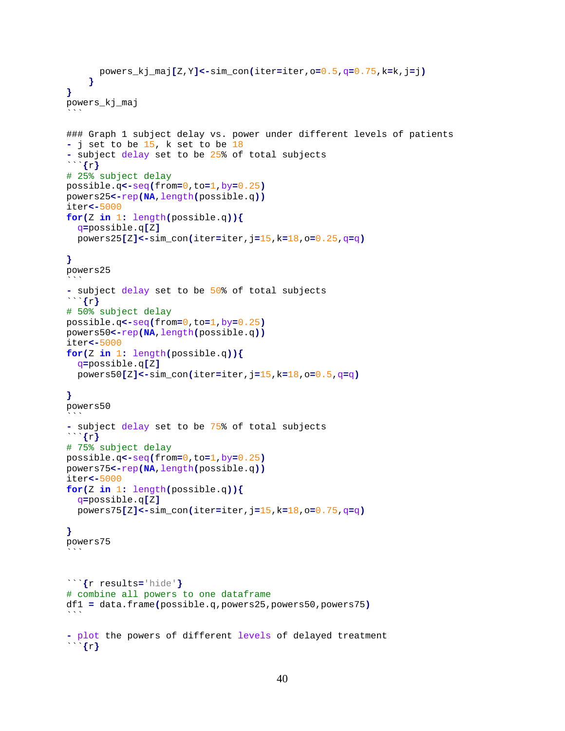```
      powers_kj_maj[Z,Y]<-sim_con(iter=iter,o=0.5,q=0.75,k=k,j=j)
    }
}
powers_kj_maj
```

### Graph 1 subject delay vs. power under different levels of patients
- j set to be 15, k set to be 18
- subject delay set to be 25% of total subjects

```{r}
# 25% subject delay
possible.q<-seq(from=0,to=1,by=0.25)
powers25<-rep(NA,length(possible.q))
iter<-5000
for(Z in 1: length(possible.q)){
  q=possible.q[Z]
  powers25[Z]<-sim_con(iter=iter,j=15,k=18,o=0.25,q=q)

}
powers25
```

- subject delay set to be 50% of total subjects

```{r}
# 50% subject delay
possible.q<-seq(from=0,to=1,by=0.25)
powers50<-rep(NA,length(possible.q))
iter<-5000
for(Z in 1: length(possible.q)){
  q=possible.q[Z]
  powers50[Z]<-sim_con(iter=iter,j=15,k=18,o=0.5,q=q)

}
powers50
```

- subject delay set to be 75% of total subjects

```{r}
# 75% subject delay
possible.q<-seq(from=0,to=1,by=0.25)
powers75<-rep(NA,length(possible.q))
iter<-5000
for(Z in 1: length(possible.q)){
  q=possible.q[Z]
  powers75[Z]<-sim_con(iter=iter,j=15,k=18,o=0.75,q=q)

}
powers75
```

```{r results='hide'}
# combine all powers to one dataframe
df1 = data.frame(possible.q,powers25,powers50,powers75)
```

- plot the powers of different levels of delayed treatment

```{r}
```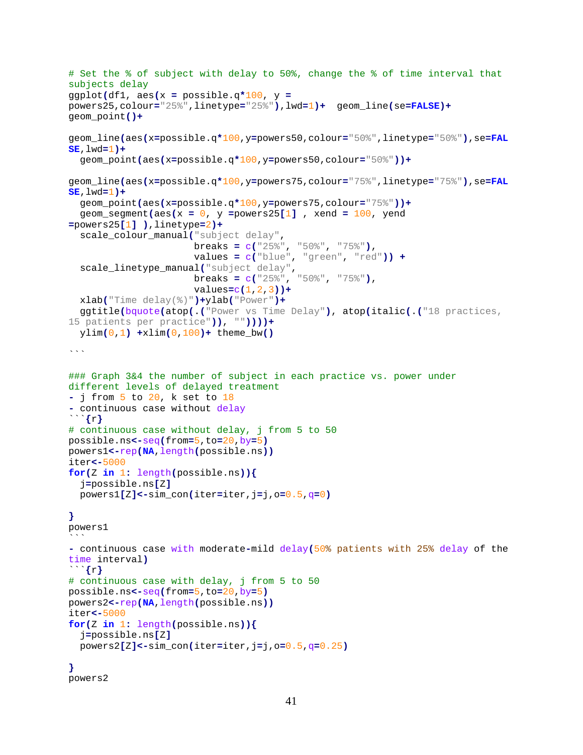```
# Set the % of subject with delay to 50%, change the % of time interval that
subjects delay
ggplot(df1, aes(x = possible.q*100, y =
powers25,colour="25%",linetype="25%"),lwd=1)+  geom_line(se=FALSE)+
geom_point()+

geom_line(aes(x=possible.q*100,y=powers50,colour="50%",linetype="50%"),se=FAL
SE,lwd=1)+
  geom_point(aes(x=possible.q*100,y=powers50,colour="50%"))+

geom_line(aes(x=possible.q*100,y=powers75,colour="75%",linetype="75%"),se=FAL
SE,lwd=1)+
  geom_point(aes(x=possible.q*100,y=powers75,colour="75%"))+
  geom_segment(aes(x = 0, y =powers25[1] , xend = 100, yend
=powers25[1] ),linetype=2)+
  scale_colour_manual("subject delay",
                      breaks = c("25%", "50%", "75%"),
                      values = c("blue", "green", "red")) +
  scale_linetype_manual("subject delay",
                      breaks = c("25%", "50%", "75%"),
                      values=c(1,2,3))+
  xlab("Time delay(%)")+ylab("Power")+
  ggtitle(bquote(atop(.("Power vs Time Delay"), atop(italic(.("18 practices,
15 patients per practice")), "")))+
  ylim(0,1) +xlim(0,100)+ theme_bw()

```

### Graph 3&4 the number of subject in each practice vs. power under different levels of delayed treatment

- j from 5 to 20, k set to 18
- continuous case without delay

```{r}
# continuous case without delay, j from 5 to 50
possible.ns<-seq(from=5,to=20,by=5)
powers1<-rep(NA,length(possible.ns))
iter<-5000
for(Z in 1: length(possible.ns)){
  j=possible.ns[Z]
  powers1[Z]<-sim_con(iter=iter,j=j,o=0.5,q=0)

}
powers1
```

- continuous case with moderate-mild delay(50% patients with 25% delay of the time interval)

```{r}
# continuous case with delay, j from 5 to 50
possible.ns<-seq(from=5,to=20,by=5)
powers2<-rep(NA,length(possible.ns))
iter<-5000
for(Z in 1: length(possible.ns)){
  j=possible.ns[Z]
  powers2[Z]<-sim_con(iter=iter,j=j,o=0.5,q=0.25)

}
powers2
```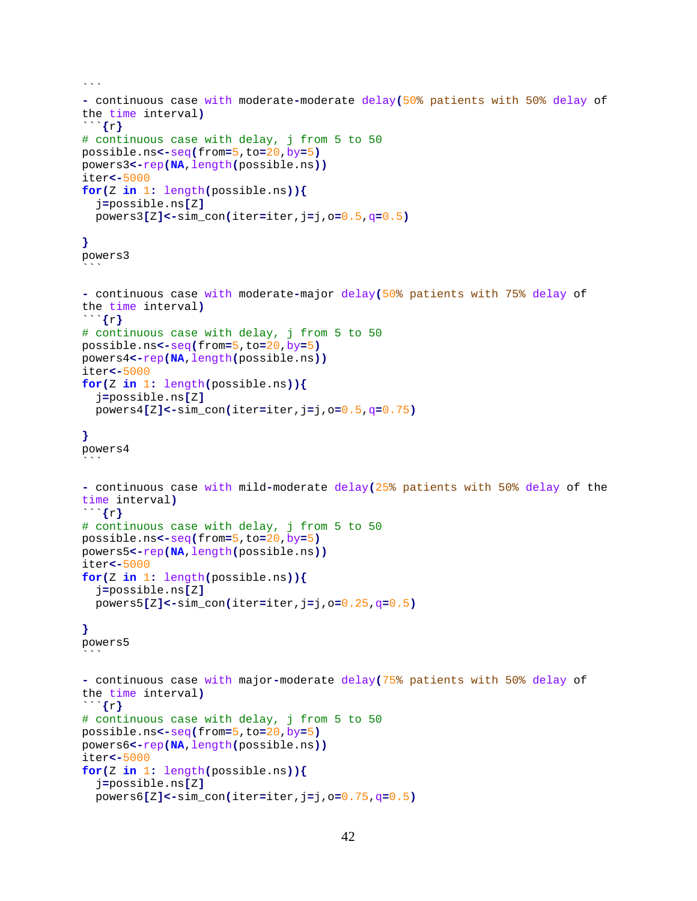```
- continuous case with moderate-moderate delay(50% patients with 50% delay of the time interval)
```{r}
# continuous case with delay, j from 5 to 50
possible.ns<-seq(from=5,to=20,by=5)
powers3<-rep(NA,length(possible.ns))
iter<-5000
for(Z in 1: length(possible.ns)){
  j=possible.ns[Z]
  powers3[Z]<-sim_con(iter=iter,j=j,o=0.5,q=0.5)

}
powers3
```

- continuous case with moderate-major delay(50% patients with 75% delay of the time interval)
```{r}
# continuous case with delay, j from 5 to 50
possible.ns<-seq(from=5,to=20,by=5)
powers4<-rep(NA,length(possible.ns))
iter<-5000
for(Z in 1: length(possible.ns)){
  j=possible.ns[Z]
  powers4[Z]<-sim_con(iter=iter,j=j,o=0.5,q=0.75)

}
powers4
```

- continuous case with mild-moderate delay(25% patients with 50% delay of the time interval)
```{r}
# continuous case with delay, j from 5 to 50
possible.ns<-seq(from=5,to=20,by=5)
powers5<-rep(NA,length(possible.ns))
iter<-5000
for(Z in 1: length(possible.ns)){
  j=possible.ns[Z]
  powers5[Z]<-sim_con(iter=iter,j=j,o=0.25,q=0.5)

}
powers5
```

- continuous case with major-moderate delay(75% patients with 50% delay of the time interval)
```{r}
# continuous case with delay, j from 5 to 50
possible.ns<-seq(from=5,to=20,by=5)
powers6<-rep(NA,length(possible.ns))
iter<-5000
for(Z in 1: length(possible.ns)){
  j=possible.ns[Z]
  powers6[Z]<-sim_con(iter=iter,j=j,o=0.75,q=0.5)
```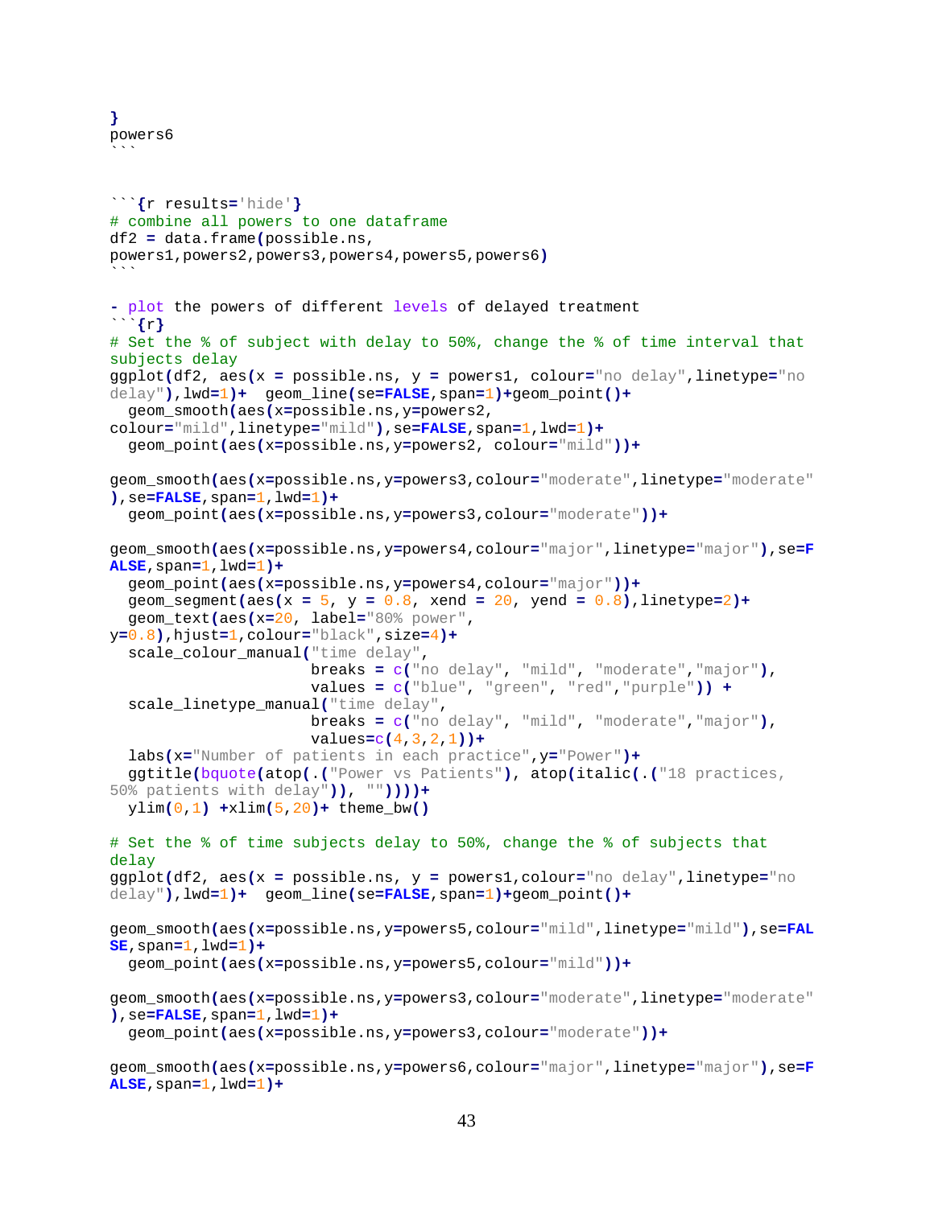```
}
powers6
```

```{r results='hide'}
# combine all powers to one dataframe
df2 = data.frame(possible.ns,
powers1,powers2,powers3,powers4,powers5,powers6)
```

- plot the powers of different levels of delayed treatment

```{r}
# Set the % of subject with delay to 50%, change the % of time interval that
subjects delay
ggplot(df2, aes(x = possible.ns, y = powers1, colour="no delay",linetype="no
delay"),lwd=1)+  geom_line(se=FALSE,span=1)+geom_point()+
  geom_smooth(aes(x=possible.ns,y=powers2,
colour="mild",linetype="mild"),se=FALSE,span=1,lwd=1)+
  geom_point(aes(x=possible.ns,y=powers2, colour="mild"))+

geom_smooth(aes(x=possible.ns,y=powers3,colour="moderate",linetype="moderate"
),se=FALSE,span=1,lwd=1)+
  geom_point(aes(x=possible.ns,y=powers3,colour="moderate"))+

geom_smooth(aes(x=possible.ns,y=powers4,colour="major",linetype="major"),se=F
ALSE,span=1,lwd=1)+
  geom_point(aes(x=possible.ns,y=powers4,colour="major"))+
  geom_segment(aes(x = 5, y = 0.8, xend = 20, yend = 0.8),linetype=2)+
  geom_text(aes(x=20, label="80% power",
y=0.8),hjust=1,colour="black",size=4)+
  scale_colour_manual("time delay",
                      breaks = c("no delay", "mild", "moderate","major"),
                      values = c("blue", "green", "red","purple")) +
  scale_linetype_manual("time delay",
                      breaks = c("no delay", "mild", "moderate","major"),
                      values=c(4,3,2,1))+
  labs(x="Number of patients in each practice",y="Power")+
  ggtitle(bquote(atop(.("Power vs Patients"), atop(italic(.("18 practices,
50% patients with delay")), ""))))+
  ylim(0,1) +xlim(5,20)+ theme_bw()

# Set the % of time subjects delay to 50%, change the % of subjects that
delay
ggplot(df2, aes(x = possible.ns, y = powers1,colour="no delay",linetype="no
delay"),lwd=1)+  geom_line(se=FALSE,span=1)+geom_point()+

geom_smooth(aes(x=possible.ns,y=powers5,colour="mild",linetype="mild"),se=FAL
SE,span=1,lwd=1)+
  geom_point(aes(x=possible.ns,y=powers5,colour="mild"))+

geom_smooth(aes(x=possible.ns,y=powers3,colour="moderate",linetype="moderate"
),se=FALSE,span=1,lwd=1)+
  geom_point(aes(x=possible.ns,y=powers3,colour="moderate"))+

geom_smooth(aes(x=possible.ns,y=powers6,colour="major",linetype="major"),se=F
ALSE,span=1,lwd=1)+
```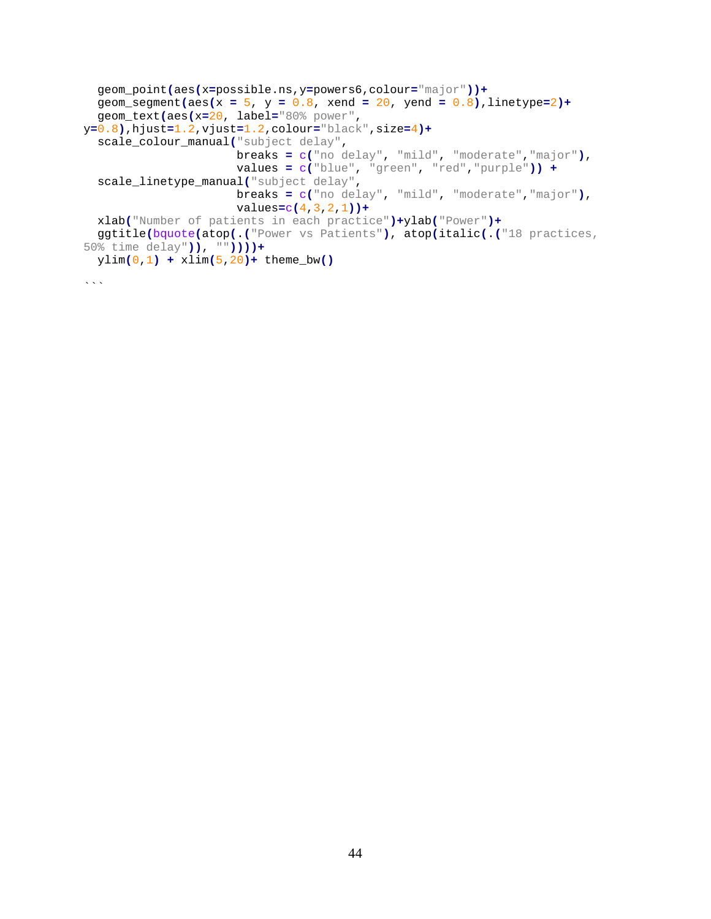```
  geom_point(aes(x=possible.ns,y=powers6,colour="major"))+
  geom_segment(aes(x = 5, y = 0.8, xend = 20, yend = 0.8),linetype=2)+
  geom_text(aes(x=20, label="80% power",
y=0.8),hjust=1.2,vjust=1.2,colour="black",size=4)+
  scale_colour_manual("subject delay",
                      breaks = c("no delay", "mild", "moderate","major"),
                      values = c("blue", "green", "red","purple")) +
  scale_linetype_manual("subject delay",
                      breaks = c("no delay", "mild", "moderate","major"),
                      values=c(4,3,2,1))+
  xlab("Number of patients in each practice")+ylab("Power")+
  ggtitle(bquote(atop(.("Power vs Patients"), atop(italic(.("18 practices,
50% time delay")), ""))))+
  ylim(0,1) + xlim(5,20)+ theme_bw()
```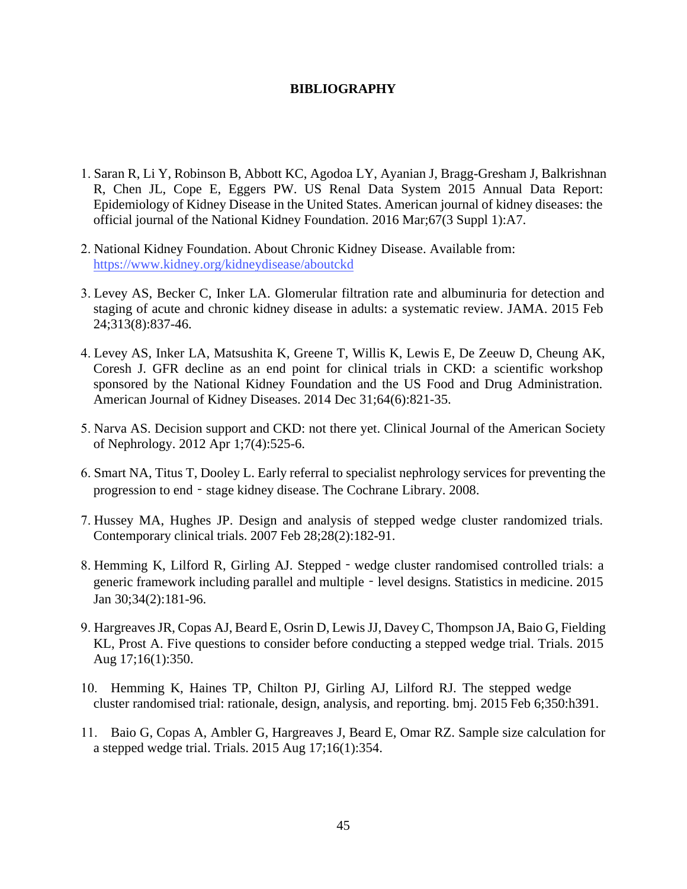# BIBLIOGRAPHY

1. Saran R, Li Y, Robinson B, Abbott KC, Agodoa LY, Ayanian J, Bragg-Gresham J, Balkrishnan R, Chen JL, Cope E, Eggers PW. US Renal Data System 2015 Annual Data Report: Epidemiology of Kidney Disease in the United States. American journal of kidney diseases: the official journal of the National Kidney Foundation. 2016 Mar;67(3 Suppl 1):A7.

2. National Kidney Foundation. About Chronic Kidney Disease. Available from: https://www.kidney.org/kidneydisease/aboutckd

3. Levey AS, Becker C, Inker LA. Glomerular filtration rate and albuminuria for detection and staging of acute and chronic kidney disease in adults: a systematic review. JAMA. 2015 Feb 24;313(8):837-46.

4. Levey AS, Inker LA, Matsushita K, Greene T, Willis K, Lewis E, De Zeeuw D, Cheung AK, Coresh J. GFR decline as an end point for clinical trials in CKD: a scientific workshop sponsored by the National Kidney Foundation and the US Food and Drug Administration. American Journal of Kidney Diseases. 2014 Dec 31;64(6):821-35.

5. Narva AS. Decision support and CKD: not there yet. Clinical Journal of the American Society of Nephrology. 2012 Apr 1;7(4):525-6.

6. Smart NA, Titus T, Dooley L. Early referral to specialist nephrology services for preventing the progression to end‐stage kidney disease. The Cochrane Library. 2008.

7. Hussey MA, Hughes JP. Design and analysis of stepped wedge cluster randomized trials. Contemporary clinical trials. 2007 Feb 28;28(2):182-91.

8. Hemming K, Lilford R, Girling AJ. Stepped‐wedge cluster randomised controlled trials: a generic framework including parallel and multiple‐level designs. Statistics in medicine. 2015 Jan 30;34(2):181-96.

9. Hargreaves JR, Copas AJ, Beard E, Osrin D, Lewis JJ, Davey C, Thompson JA, Baio G, Fielding KL, Prost A. Five questions to consider before conducting a stepped wedge trial. Trials. 2015 Aug 17;16(1):350.

10. Hemming K, Haines TP, Chilton PJ, Girling AJ, Lilford RJ. The stepped wedge cluster randomised trial: rationale, design, analysis, and reporting. bmj. 2015 Feb 6;350:h391.

11. Baio G, Copas A, Ambler G, Hargreaves J, Beard E, Omar RZ. Sample size calculation for a stepped wedge trial. Trials. 2015 Aug 17;16(1):354.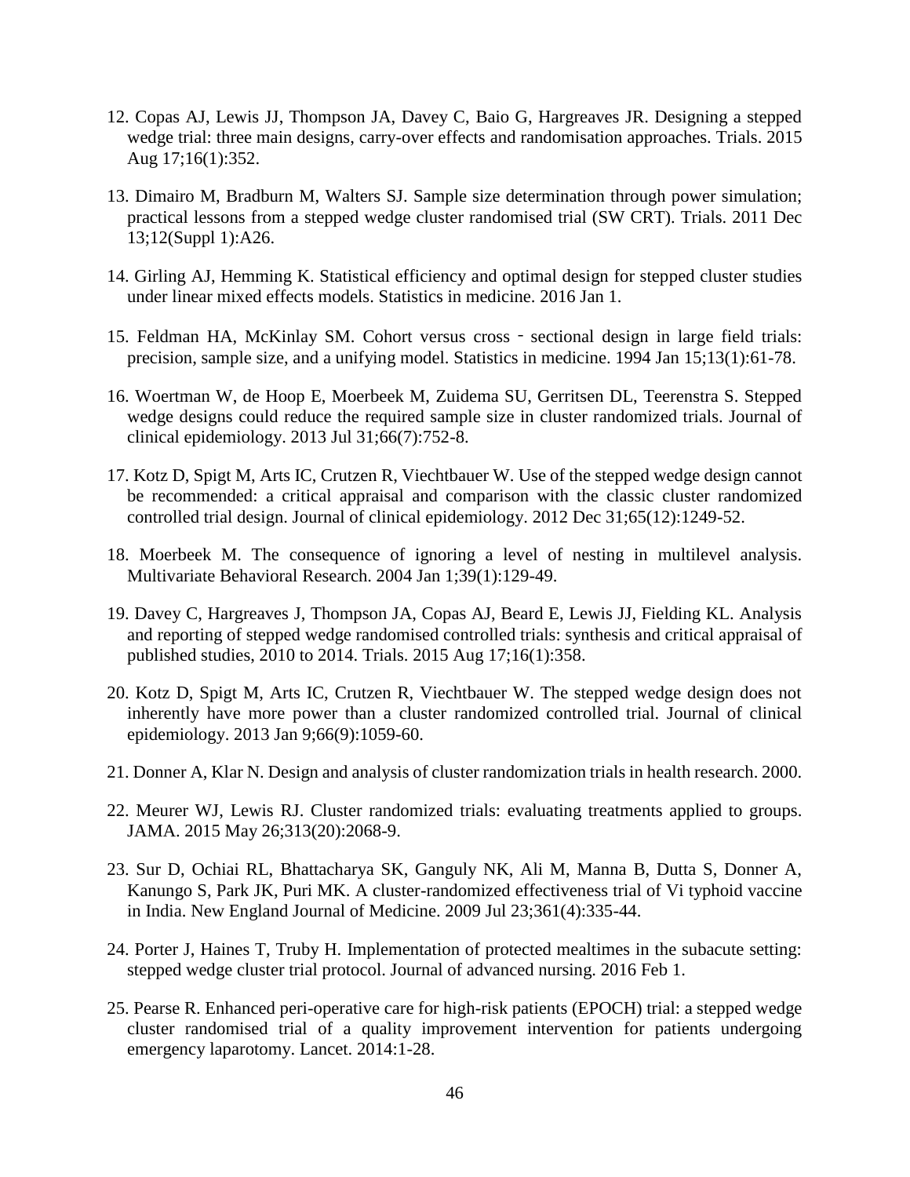12. Copas AJ, Lewis JJ, Thompson JA, Davey C, Baio G, Hargreaves JR. Designing a stepped wedge trial: three main designs, carry-over effects and randomisation approaches. Trials. 2015 Aug 17;16(1):352.

13. Dimairo M, Bradburn M, Walters SJ. Sample size determination through power simulation; practical lessons from a stepped wedge cluster randomised trial (SW CRT). Trials. 2011 Dec 13;12(Suppl 1):A26.

14. Girling AJ, Hemming K. Statistical efficiency and optimal design for stepped cluster studies under linear mixed effects models. Statistics in medicine. 2016 Jan 1.

15. Feldman HA, McKinlay SM. Cohort versus cross‐sectional design in large field trials: precision, sample size, and a unifying model. Statistics in medicine. 1994 Jan 15;13(1):61-78.

16. Woertman W, de Hoop E, Moerbeek M, Zuidema SU, Gerritsen DL, Teerenstra S. Stepped wedge designs could reduce the required sample size in cluster randomized trials. Journal of clinical epidemiology. 2013 Jul 31;66(7):752-8.

17. Kotz D, Spigt M, Arts IC, Crutzen R, Viechtbauer W. Use of the stepped wedge design cannot be recommended: a critical appraisal and comparison with the classic cluster randomized controlled trial design. Journal of clinical epidemiology. 2012 Dec 31;65(12):1249-52.

18. Moerbeek M. The consequence of ignoring a level of nesting in multilevel analysis. Multivariate Behavioral Research. 2004 Jan 1;39(1):129-49.

19. Davey C, Hargreaves J, Thompson JA, Copas AJ, Beard E, Lewis JJ, Fielding KL. Analysis and reporting of stepped wedge randomised controlled trials: synthesis and critical appraisal of published studies, 2010 to 2014. Trials. 2015 Aug 17;16(1):358.

20. Kotz D, Spigt M, Arts IC, Crutzen R, Viechtbauer W. The stepped wedge design does not inherently have more power than a cluster randomized controlled trial. Journal of clinical epidemiology. 2013 Jan 9;66(9):1059-60.

21. Donner A, Klar N. Design and analysis of cluster randomization trials in health research. 2000.

22. Meurer WJ, Lewis RJ. Cluster randomized trials: evaluating treatments applied to groups. JAMA. 2015 May 26;313(20):2068-9.

23. Sur D, Ochiai RL, Bhattacharya SK, Ganguly NK, Ali M, Manna B, Dutta S, Donner A, Kanungo S, Park JK, Puri MK. A cluster-randomized effectiveness trial of Vi typhoid vaccine in India. New England Journal of Medicine. 2009 Jul 23;361(4):335-44.

24. Porter J, Haines T, Truby H. Implementation of protected mealtimes in the subacute setting: stepped wedge cluster trial protocol. Journal of advanced nursing. 2016 Feb 1.

25. Pearse R. Enhanced peri-operative care for high-risk patients (EPOCH) trial: a stepped wedge cluster randomised trial of a quality improvement intervention for patients undergoing emergency laparotomy. Lancet. 2014:1-28.